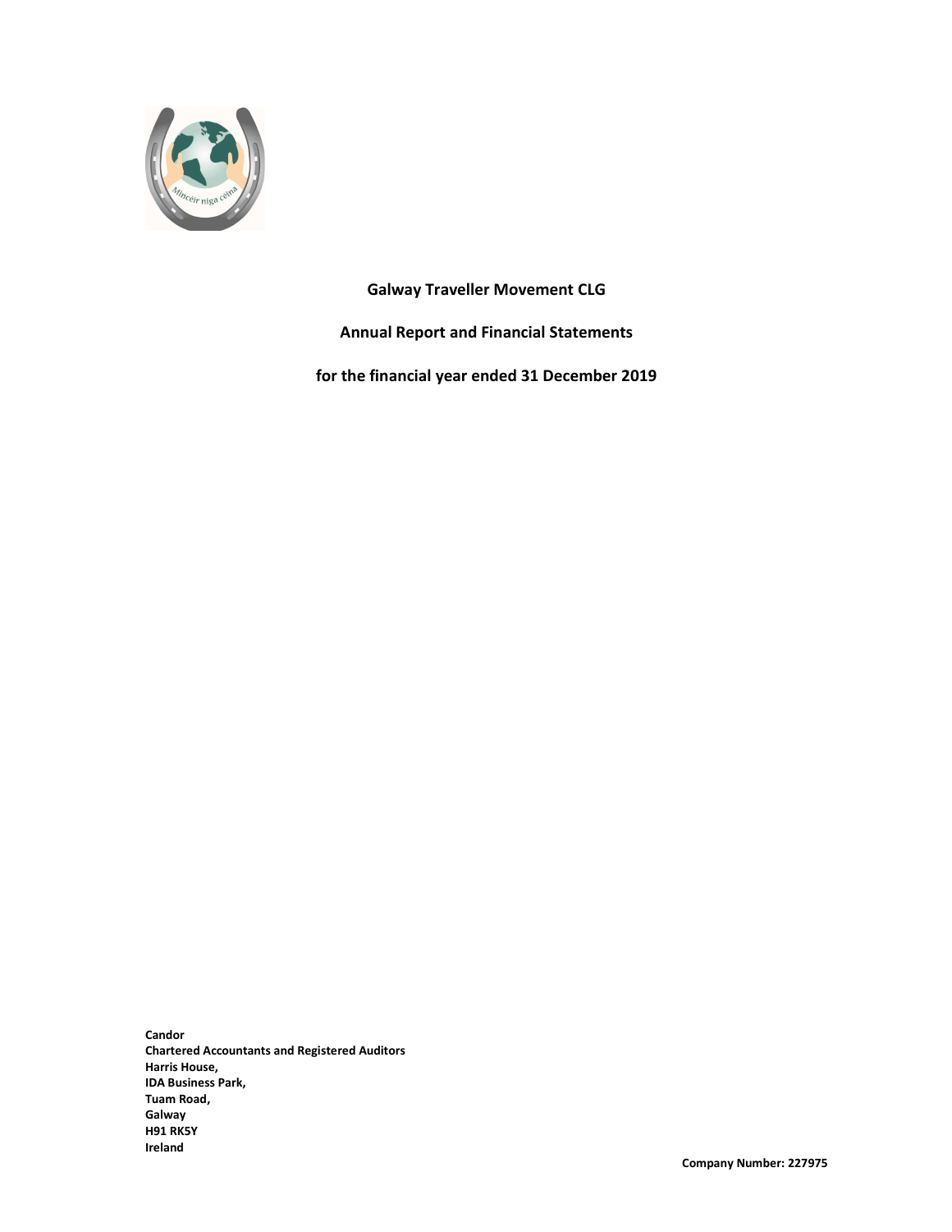**Galway Traveller Movement CLG**

**Annual Report and Financial Statements**

**for the financial year ended 31 December 2019**

**Candor**
**Chartered Accountants and Registered Auditors**
**Harris House,**
**IDA Business Park,**
**Tuam Road,**
**Galway**
**H91 RK5Y**
**Ireland**

**Company Number: 227975**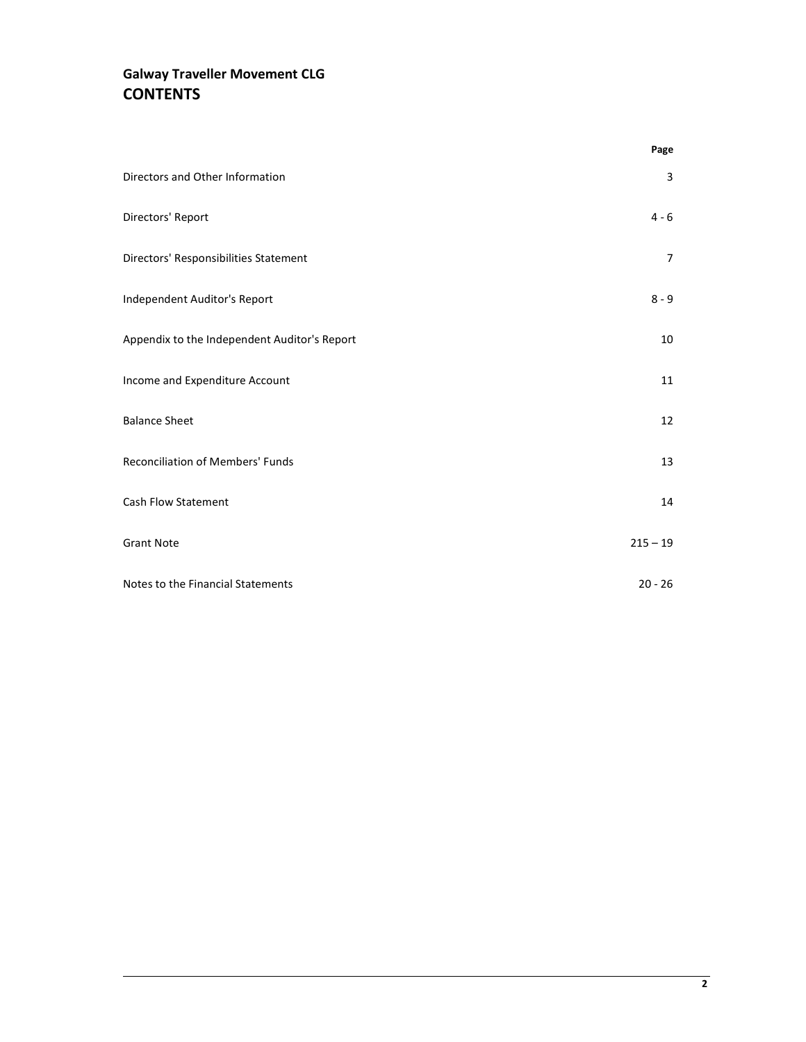# Galway Traveller Movement CLG
## CONTENTS

| | Page |
|---|---|
| Directors and Other Information | 3 |
| Directors' Report | 4 - 6 |
| Directors' Responsibilities Statement | 7 |
| Independent Auditor's Report | 8 - 9 |
| Appendix to the Independent Auditor's Report | 10 |
| Income and Expenditure Account | 11 |
| Balance Sheet | 12 |
| Reconciliation of Members' Funds | 13 |
| Cash Flow Statement | 14 |
| Grant Note | 215 – 19 |
| Notes to the Financial Statements | 20 - 26 |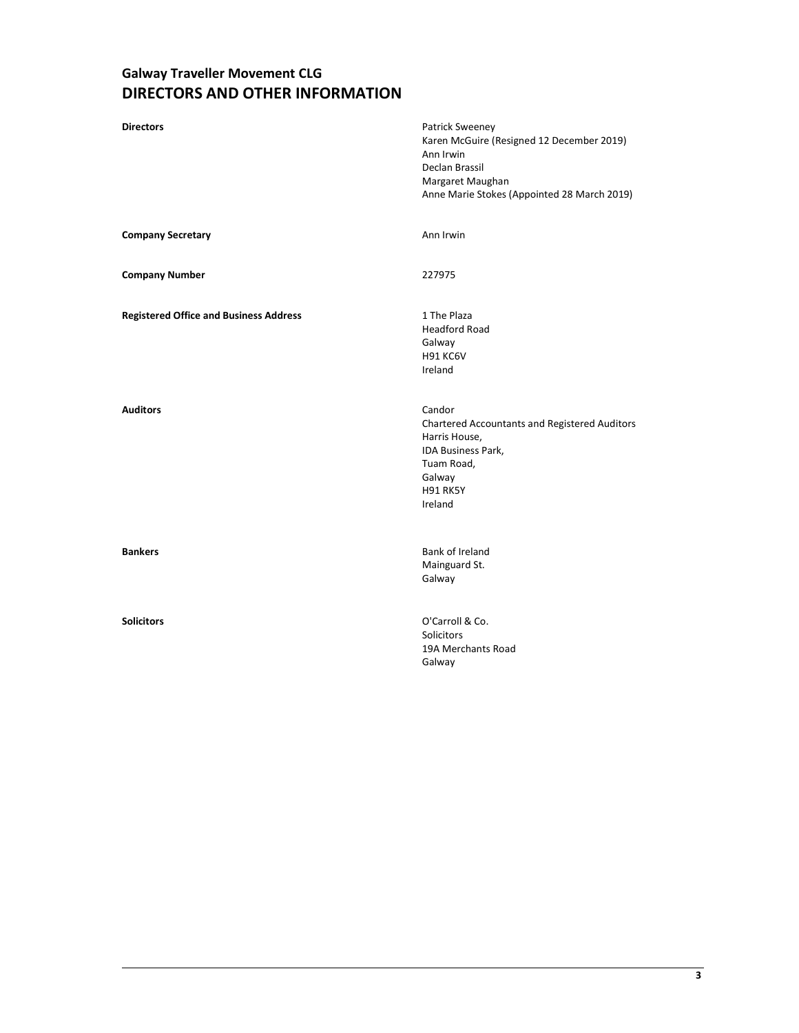# Galway Traveller Movement CLG
# DIRECTORS AND OTHER INFORMATION

| | |
|---|---|
| **Directors** | Patrick Sweeney<br>Karen McGuire (Resigned 12 December 2019)<br>Ann Irwin<br>Declan Brassil<br>Margaret Maughan<br>Anne Marie Stokes (Appointed 28 March 2019) |
| **Company Secretary** | Ann Irwin |
| **Company Number** | 227975 |
| **Registered Office and Business Address** | 1 The Plaza<br>Headford Road<br>Galway<br>H91 KC6V<br>Ireland |
| **Auditors** | Candor<br>Chartered Accountants and Registered Auditors<br>Harris House,<br>IDA Business Park,<br>Tuam Road,<br>Galway<br>H91 RK5Y<br>Ireland |
| **Bankers** | Bank of Ireland<br>Mainguard St.<br>Galway |
| **Solicitors** | O'Carroll & Co.<br>Solicitors<br>19A Merchants Road<br>Galway |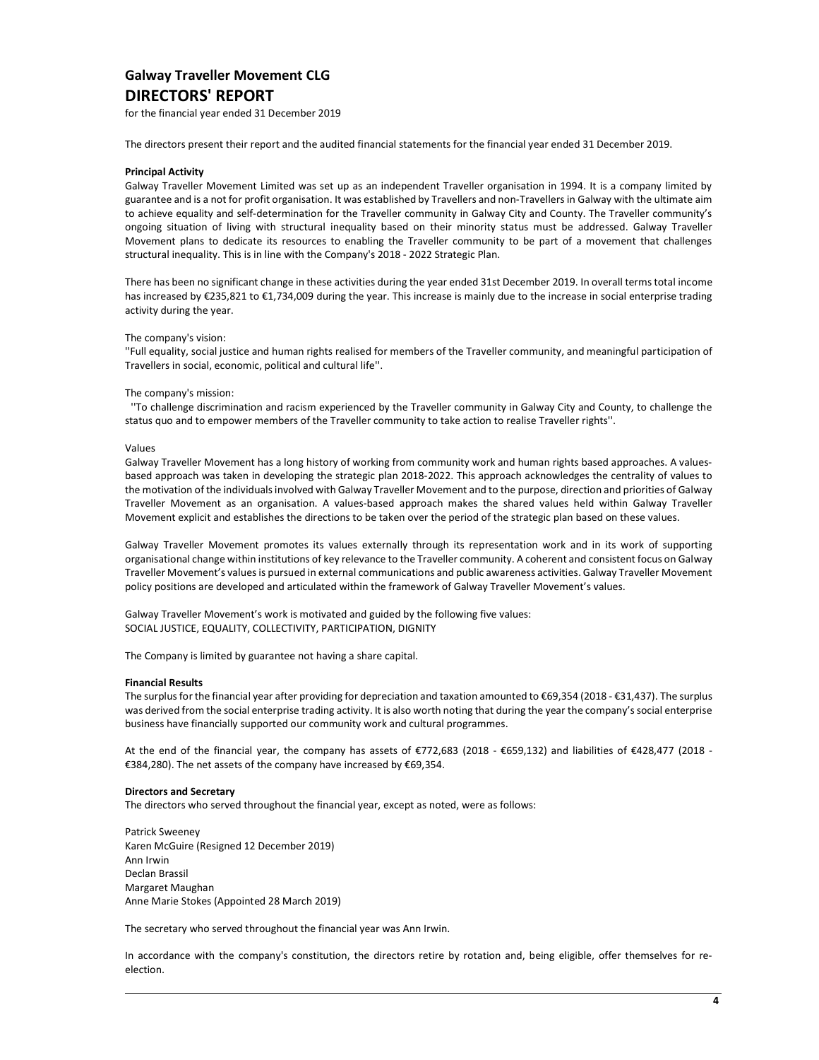# Galway Traveller Movement CLG
# DIRECTORS' REPORT

for the financial year ended 31 December 2019

The directors present their report and the audited financial statements for the financial year ended 31 December 2019.

**Principal Activity**

Galway Traveller Movement Limited was set up as an independent Traveller organisation in 1994. It is a company limited by guarantee and is a not for profit organisation. It was established by Travellers and non-Travellers in Galway with the ultimate aim to achieve equality and self-determination for the Traveller community in Galway City and County. The Traveller community's ongoing situation of living with structural inequality based on their minority status must be addressed. Galway Traveller Movement plans to dedicate its resources to enabling the Traveller community to be part of a movement that challenges structural inequality. This is in line with the Company's 2018 - 2022 Strategic Plan.

There has been no significant change in these activities during the year ended 31st December 2019. In overall terms total income has increased by €235,821 to €1,734,009 during the year. This increase is mainly due to the increase in social enterprise trading activity during the year.

The company's vision:

''Full equality, social justice and human rights realised for members of the Traveller community, and meaningful participation of Travellers in social, economic, political and cultural life''.

The company's mission:

''To challenge discrimination and racism experienced by the Traveller community in Galway City and County, to challenge the status quo and to empower members of the Traveller community to take action to realise Traveller rights''.

Values

Galway Traveller Movement has a long history of working from community work and human rights based approaches. A values-based approach was taken in developing the strategic plan 2018-2022. This approach acknowledges the centrality of values to the motivation of the individuals involved with Galway Traveller Movement and to the purpose, direction and priorities of Galway Traveller Movement as an organisation. A values-based approach makes the shared values held within Galway Traveller Movement explicit and establishes the directions to be taken over the period of the strategic plan based on these values.

Galway Traveller Movement promotes its values externally through its representation work and in its work of supporting organisational change within institutions of key relevance to the Traveller community. A coherent and consistent focus on Galway Traveller Movement's values is pursued in external communications and public awareness activities. Galway Traveller Movement policy positions are developed and articulated within the framework of Galway Traveller Movement's values.

Galway Traveller Movement's work is motivated and guided by the following five values:
SOCIAL JUSTICE, EQUALITY, COLLECTIVITY, PARTICIPATION, DIGNITY

The Company is limited by guarantee not having a share capital.

**Financial Results**

The surplus for the financial year after providing for depreciation and taxation amounted to €69,354 (2018 - €31,437). The surplus was derived from the social enterprise trading activity. It is also worth noting that during the year the company's social enterprise business have financially supported our community work and cultural programmes.

At the end of the financial year, the company has assets of €772,683 (2018 - €659,132) and liabilities of €428,477 (2018 - €384,280). The net assets of the company have increased by €69,354.

**Directors and Secretary**

The directors who served throughout the financial year, except as noted, were as follows:

Patrick Sweeney
Karen McGuire (Resigned 12 December 2019)
Ann Irwin
Declan Brassil
Margaret Maughan
Anne Marie Stokes (Appointed 28 March 2019)

The secretary who served throughout the financial year was Ann Irwin.

In accordance with the company's constitution, the directors retire by rotation and, being eligible, offer themselves for re-election.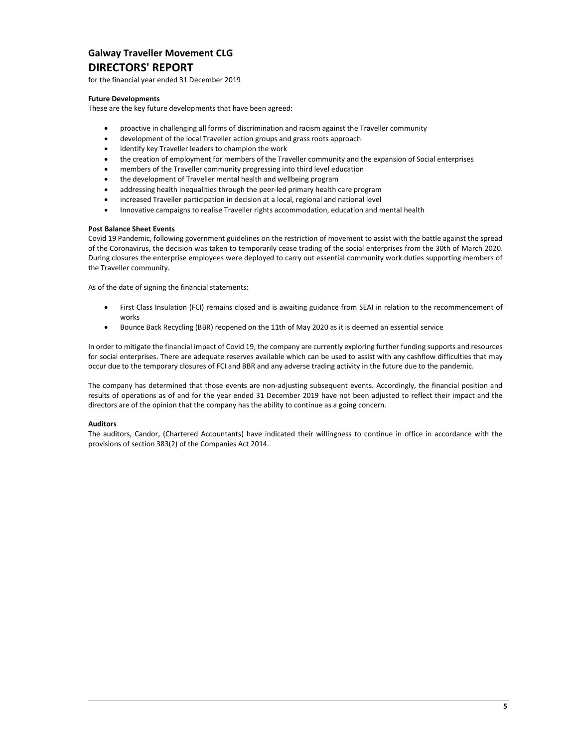# Galway Traveller Movement CLG

## DIRECTORS' REPORT

for the financial year ended 31 December 2019

### Future Developments

These are the key future developments that have been agreed:

- proactive in challenging all forms of discrimination and racism against the Traveller community
- development of the local Traveller action groups and grass roots approach
- identify key Traveller leaders to champion the work
- the creation of employment for members of the Traveller community and the expansion of Social enterprises
- members of the Traveller community progressing into third level education
- the development of Traveller mental health and wellbeing program
- addressing health inequalities through the peer-led primary health care program
- increased Traveller participation in decision at a local, regional and national level
- Innovative campaigns to realise Traveller rights accommodation, education and mental health

### Post Balance Sheet Events

Covid 19 Pandemic, following government guidelines on the restriction of movement to assist with the battle against the spread of the Coronavirus, the decision was taken to temporarily cease trading of the social enterprises from the 30th of March 2020. During closures the enterprise employees were deployed to carry out essential community work duties supporting members of the Traveller community.

As of the date of signing the financial statements:

- First Class Insulation (FCI) remains closed and is awaiting guidance from SEAI in relation to the recommencement of works
- Bounce Back Recycling (BBR) reopened on the 11th of May 2020 as it is deemed an essential service

In order to mitigate the financial impact of Covid 19, the company are currently exploring further funding supports and resources for social enterprises. There are adequate reserves available which can be used to assist with any cashflow difficulties that may occur due to the temporary closures of FCI and BBR and any adverse trading activity in the future due to the pandemic.

The company has determined that those events are non-adjusting subsequent events. Accordingly, the financial position and results of operations as of and for the year ended 31 December 2019 have not been adjusted to reflect their impact and the directors are of the opinion that the company has the ability to continue as a going concern.

### Auditors

The auditors, Candor, (Chartered Accountants) have indicated their willingness to continue in office in accordance with the provisions of section 383(2) of the Companies Act 2014.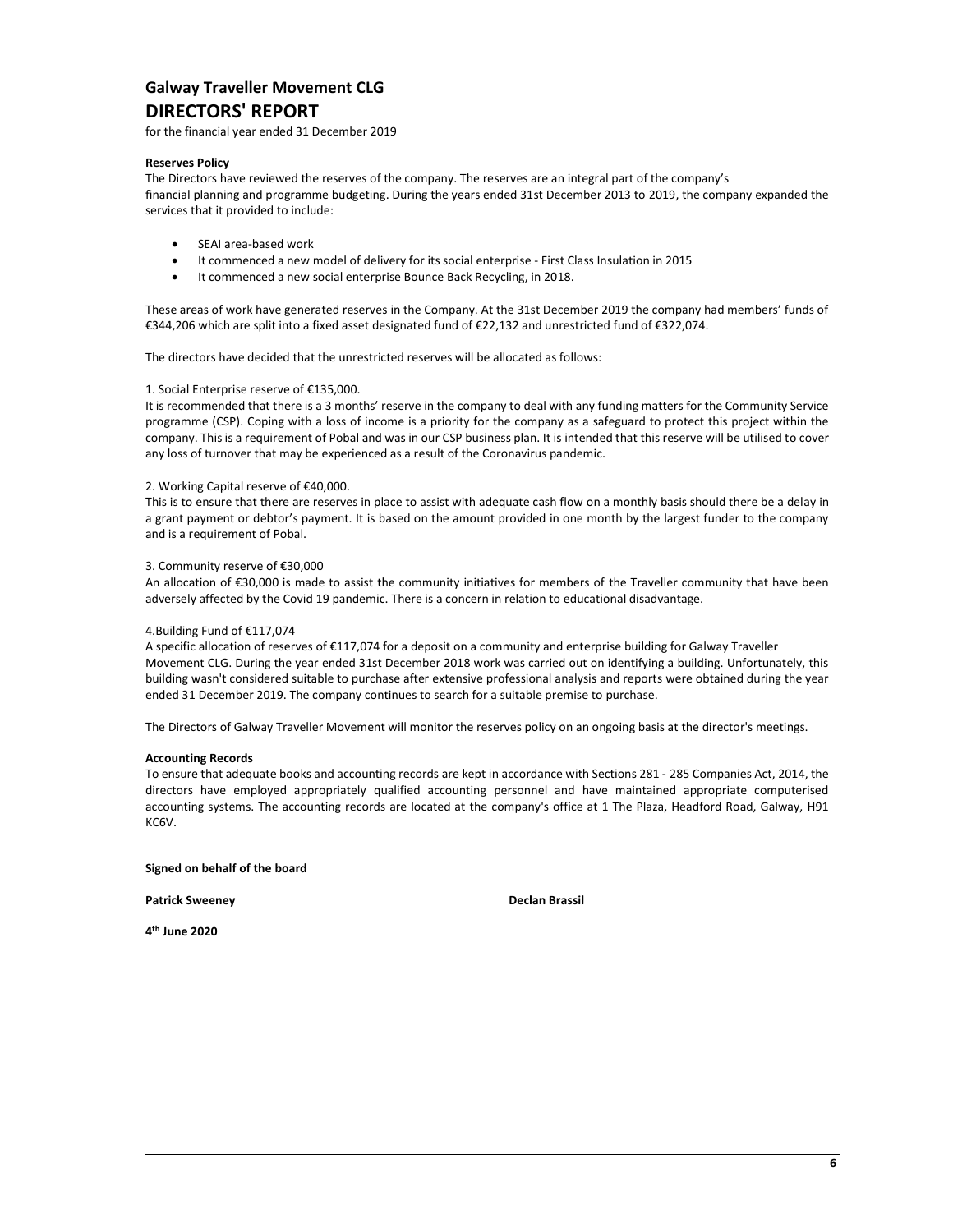# Galway Traveller Movement CLG

## DIRECTORS' REPORT

for the financial year ended 31 December 2019

**Reserves Policy**

The Directors have reviewed the reserves of the company. The reserves are an integral part of the company's financial planning and programme budgeting. During the years ended 31st December 2013 to 2019, the company expanded the services that it provided to include:

- SEAI area-based work
- It commenced a new model of delivery for its social enterprise - First Class Insulation in 2015
- It commenced a new social enterprise Bounce Back Recycling, in 2018.

These areas of work have generated reserves in the Company. At the 31st December 2019 the company had members' funds of €344,206 which are split into a fixed asset designated fund of €22,132 and unrestricted fund of €322,074.

The directors have decided that the unrestricted reserves will be allocated as follows:

1. Social Enterprise reserve of €135,000.

It is recommended that there is a 3 months' reserve in the company to deal with any funding matters for the Community Service programme (CSP). Coping with a loss of income is a priority for the company as a safeguard to protect this project within the company. This is a requirement of Pobal and was in our CSP business plan. It is intended that this reserve will be utilised to cover any loss of turnover that may be experienced as a result of the Coronavirus pandemic.

2. Working Capital reserve of €40,000.

This is to ensure that there are reserves in place to assist with adequate cash flow on a monthly basis should there be a delay in a grant payment or debtor's payment. It is based on the amount provided in one month by the largest funder to the company and is a requirement of Pobal.

3. Community reserve of €30,000

An allocation of €30,000 is made to assist the community initiatives for members of the Traveller community that have been adversely affected by the Covid 19 pandemic. There is a concern in relation to educational disadvantage.

4.Building Fund of €117,074

A specific allocation of reserves of €117,074 for a deposit on a community and enterprise building for Galway Traveller Movement CLG. During the year ended 31st December 2018 work was carried out on identifying a building. Unfortunately, this building wasn't considered suitable to purchase after extensive professional analysis and reports were obtained during the year ended 31 December 2019. The company continues to search for a suitable premise to purchase.

The Directors of Galway Traveller Movement will monitor the reserves policy on an ongoing basis at the director's meetings.

**Accounting Records**

To ensure that adequate books and accounting records are kept in accordance with Sections 281 - 285 Companies Act, 2014, the directors have employed appropriately qualified accounting personnel and have maintained appropriate computerised accounting systems. The accounting records are located at the company's office at 1 The Plaza, Headford Road, Galway, H91 KC6V.

**Signed on behalf of the board**

**Patrick Sweeney** **Declan Brassil**

**4th June 2020**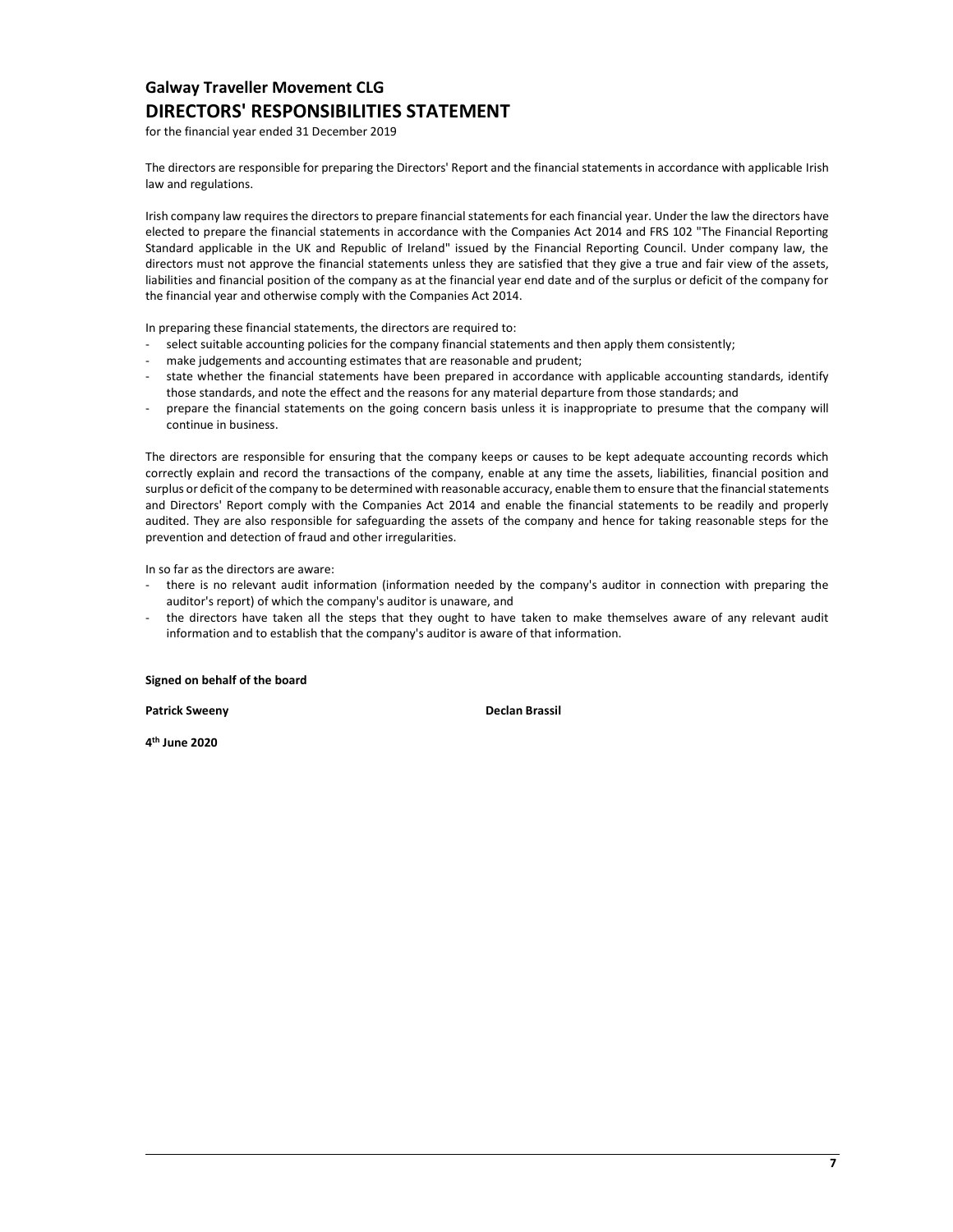# Galway Traveller Movement CLG

## DIRECTORS' RESPONSIBILITIES STATEMENT

for the financial year ended 31 December 2019

The directors are responsible for preparing the Directors' Report and the financial statements in accordance with applicable Irish law and regulations.

Irish company law requires the directors to prepare financial statements for each financial year. Under the law the directors have elected to prepare the financial statements in accordance with the Companies Act 2014 and FRS 102 "The Financial Reporting Standard applicable in the UK and Republic of Ireland" issued by the Financial Reporting Council. Under company law, the directors must not approve the financial statements unless they are satisfied that they give a true and fair view of the assets, liabilities and financial position of the company as at the financial year end date and of the surplus or deficit of the company for the financial year and otherwise comply with the Companies Act 2014.

In preparing these financial statements, the directors are required to:

- select suitable accounting policies for the company financial statements and then apply them consistently;
- make judgements and accounting estimates that are reasonable and prudent;
- state whether the financial statements have been prepared in accordance with applicable accounting standards, identify those standards, and note the effect and the reasons for any material departure from those standards; and
- prepare the financial statements on the going concern basis unless it is inappropriate to presume that the company will continue in business.

The directors are responsible for ensuring that the company keeps or causes to be kept adequate accounting records which correctly explain and record the transactions of the company, enable at any time the assets, liabilities, financial position and surplus or deficit of the company to be determined with reasonable accuracy, enable them to ensure that the financial statements and Directors' Report comply with the Companies Act 2014 and enable the financial statements to be readily and properly audited. They are also responsible for safeguarding the assets of the company and hence for taking reasonable steps for the prevention and detection of fraud and other irregularities.

In so far as the directors are aware:

- there is no relevant audit information (information needed by the company's auditor in connection with preparing the auditor's report) of which the company's auditor is unaware, and
- the directors have taken all the steps that they ought to have taken to make themselves aware of any relevant audit information and to establish that the company's auditor is aware of that information.

**Signed on behalf of the board**

**Patrick Sweeny** **Declan Brassil**

**4th June 2020**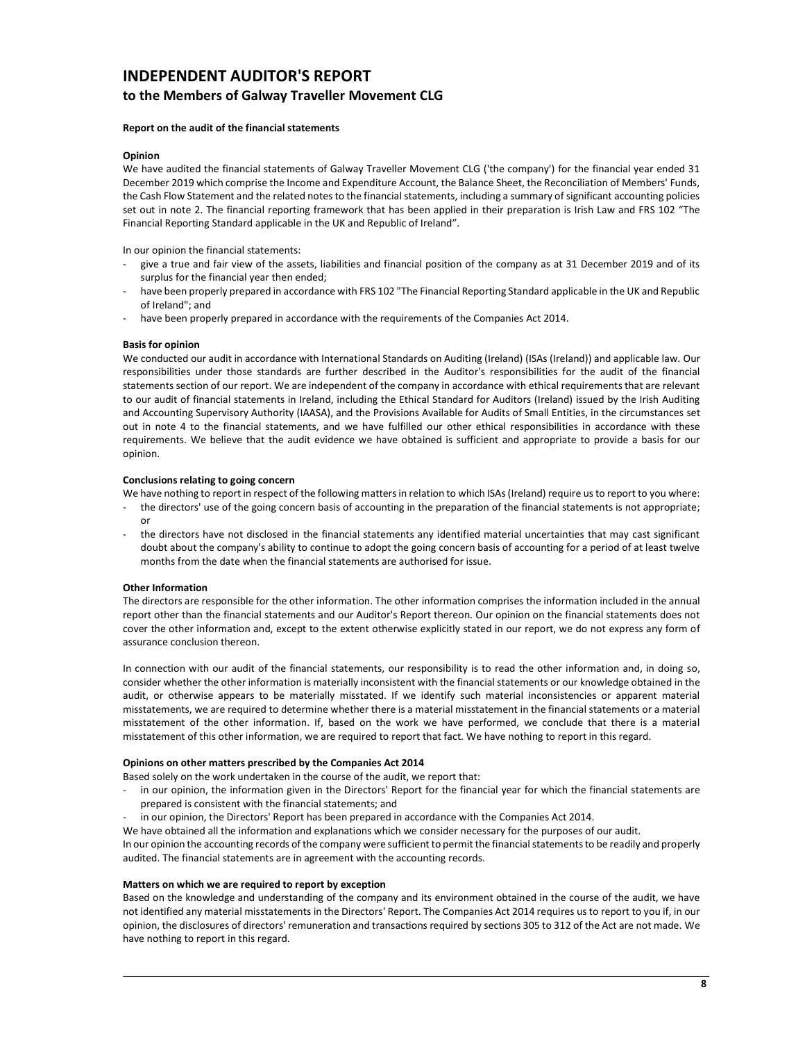# INDEPENDENT AUDITOR'S REPORT

## to the Members of Galway Traveller Movement CLG

**Report on the audit of the financial statements**

**Opinion**

We have audited the financial statements of Galway Traveller Movement CLG ('the company') for the financial year ended 31 December 2019 which comprise the Income and Expenditure Account, the Balance Sheet, the Reconciliation of Members' Funds, the Cash Flow Statement and the related notes to the financial statements, including a summary of significant accounting policies set out in note 2. The financial reporting framework that has been applied in their preparation is Irish Law and FRS 102 "The Financial Reporting Standard applicable in the UK and Republic of Ireland".

In our opinion the financial statements:

- give a true and fair view of the assets, liabilities and financial position of the company as at 31 December 2019 and of its surplus for the financial year then ended;
- have been properly prepared in accordance with FRS 102 "The Financial Reporting Standard applicable in the UK and Republic of Ireland"; and
- have been properly prepared in accordance with the requirements of the Companies Act 2014.

**Basis for opinion**

We conducted our audit in accordance with International Standards on Auditing (Ireland) (ISAs (Ireland)) and applicable law. Our responsibilities under those standards are further described in the Auditor's responsibilities for the audit of the financial statements section of our report. We are independent of the company in accordance with ethical requirements that are relevant to our audit of financial statements in Ireland, including the Ethical Standard for Auditors (Ireland) issued by the Irish Auditing and Accounting Supervisory Authority (IAASA), and the Provisions Available for Audits of Small Entities, in the circumstances set out in note 4 to the financial statements, and we have fulfilled our other ethical responsibilities in accordance with these requirements. We believe that the audit evidence we have obtained is sufficient and appropriate to provide a basis for our opinion.

**Conclusions relating to going concern**

We have nothing to report in respect of the following matters in relation to which ISAs (Ireland) require us to report to you where:

- the directors' use of the going concern basis of accounting in the preparation of the financial statements is not appropriate; or
- the directors have not disclosed in the financial statements any identified material uncertainties that may cast significant doubt about the company's ability to continue to adopt the going concern basis of accounting for a period of at least twelve months from the date when the financial statements are authorised for issue.

**Other Information**

The directors are responsible for the other information. The other information comprises the information included in the annual report other than the financial statements and our Auditor's Report thereon. Our opinion on the financial statements does not cover the other information and, except to the extent otherwise explicitly stated in our report, we do not express any form of assurance conclusion thereon.

In connection with our audit of the financial statements, our responsibility is to read the other information and, in doing so, consider whether the other information is materially inconsistent with the financial statements or our knowledge obtained in the audit, or otherwise appears to be materially misstated. If we identify such material inconsistencies or apparent material misstatements, we are required to determine whether there is a material misstatement in the financial statements or a material misstatement of the other information. If, based on the work we have performed, we conclude that there is a material misstatement of this other information, we are required to report that fact. We have nothing to report in this regard.

**Opinions on other matters prescribed by the Companies Act 2014**

Based solely on the work undertaken in the course of the audit, we report that:

- in our opinion, the information given in the Directors' Report for the financial year for which the financial statements are prepared is consistent with the financial statements; and
- in our opinion, the Directors' Report has been prepared in accordance with the Companies Act 2014.

We have obtained all the information and explanations which we consider necessary for the purposes of our audit.

In our opinion the accounting records of the company were sufficient to permit the financial statements to be readily and properly audited. The financial statements are in agreement with the accounting records.

**Matters on which we are required to report by exception**

Based on the knowledge and understanding of the company and its environment obtained in the course of the audit, we have not identified any material misstatements in the Directors' Report. The Companies Act 2014 requires us to report to you if, in our opinion, the disclosures of directors' remuneration and transactions required by sections 305 to 312 of the Act are not made. We have nothing to report in this regard.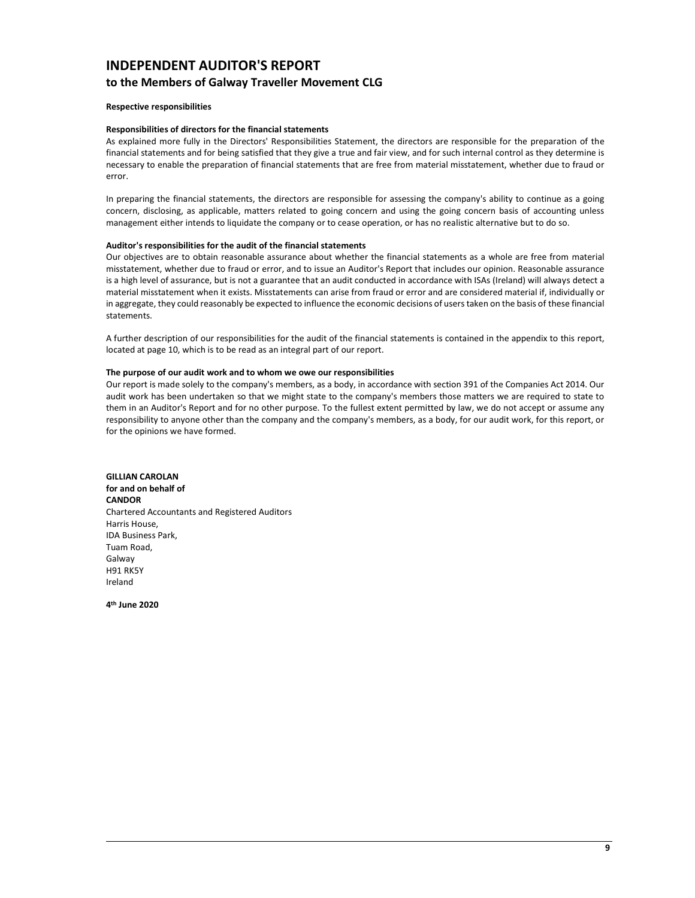# INDEPENDENT AUDITOR'S REPORT
## to the Members of Galway Traveller Movement CLG

**Respective responsibilities**

**Responsibilities of directors for the financial statements**

As explained more fully in the Directors' Responsibilities Statement, the directors are responsible for the preparation of the financial statements and for being satisfied that they give a true and fair view, and for such internal control as they determine is necessary to enable the preparation of financial statements that are free from material misstatement, whether due to fraud or error.

In preparing the financial statements, the directors are responsible for assessing the company's ability to continue as a going concern, disclosing, as applicable, matters related to going concern and using the going concern basis of accounting unless management either intends to liquidate the company or to cease operation, or has no realistic alternative but to do so.

**Auditor's responsibilities for the audit of the financial statements**

Our objectives are to obtain reasonable assurance about whether the financial statements as a whole are free from material misstatement, whether due to fraud or error, and to issue an Auditor's Report that includes our opinion. Reasonable assurance is a high level of assurance, but is not a guarantee that an audit conducted in accordance with ISAs (Ireland) will always detect a material misstatement when it exists. Misstatements can arise from fraud or error and are considered material if, individually or in aggregate, they could reasonably be expected to influence the economic decisions of users taken on the basis of these financial statements.

A further description of our responsibilities for the audit of the financial statements is contained in the appendix to this report, located at page 10, which is to be read as an integral part of our report.

**The purpose of our audit work and to whom we owe our responsibilities**

Our report is made solely to the company's members, as a body, in accordance with section 391 of the Companies Act 2014. Our audit work has been undertaken so that we might state to the company's members those matters we are required to state to them in an Auditor's Report and for no other purpose. To the fullest extent permitted by law, we do not accept or assume any responsibility to anyone other than the company and the company's members, as a body, for our audit work, for this report, or for the opinions we have formed.

**GILLIAN CAROLAN**
**for and on behalf of**
**CANDOR**
Chartered Accountants and Registered Auditors
Harris House,
IDA Business Park,
Tuam Road,
Galway
H91 RK5Y
Ireland

**4th June 2020**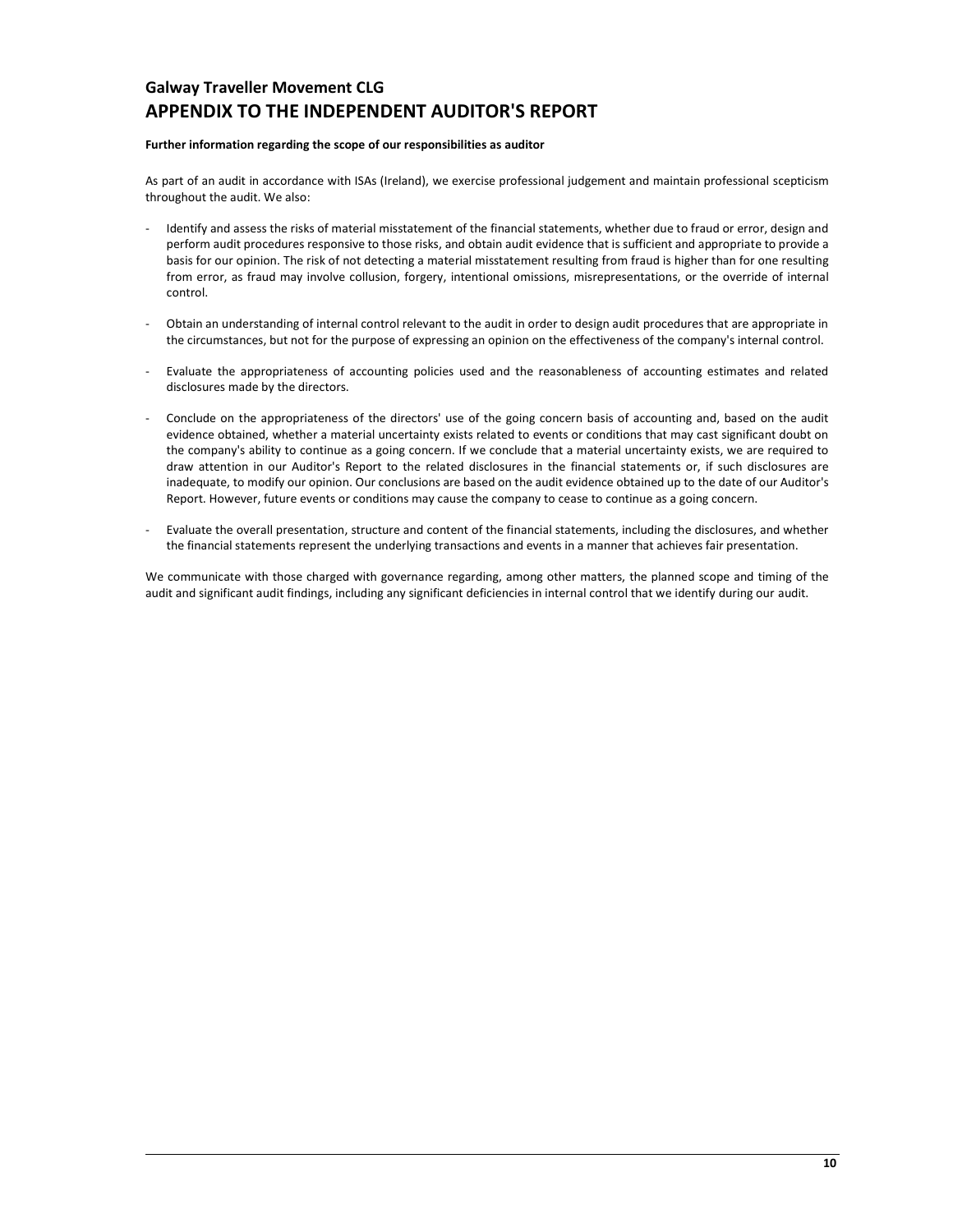## Galway Traveller Movement CLG
# APPENDIX TO THE INDEPENDENT AUDITOR'S REPORT

**Further information regarding the scope of our responsibilities as auditor**

As part of an audit in accordance with ISAs (Ireland), we exercise professional judgement and maintain professional scepticism throughout the audit. We also:

- Identify and assess the risks of material misstatement of the financial statements, whether due to fraud or error, design and perform audit procedures responsive to those risks, and obtain audit evidence that is sufficient and appropriate to provide a basis for our opinion. The risk of not detecting a material misstatement resulting from fraud is higher than for one resulting from error, as fraud may involve collusion, forgery, intentional omissions, misrepresentations, or the override of internal control.

- Obtain an understanding of internal control relevant to the audit in order to design audit procedures that are appropriate in the circumstances, but not for the purpose of expressing an opinion on the effectiveness of the company's internal control.

- Evaluate the appropriateness of accounting policies used and the reasonableness of accounting estimates and related disclosures made by the directors.

- Conclude on the appropriateness of the directors' use of the going concern basis of accounting and, based on the audit evidence obtained, whether a material uncertainty exists related to events or conditions that may cast significant doubt on the company's ability to continue as a going concern. If we conclude that a material uncertainty exists, we are required to draw attention in our Auditor's Report to the related disclosures in the financial statements or, if such disclosures are inadequate, to modify our opinion. Our conclusions are based on the audit evidence obtained up to the date of our Auditor's Report. However, future events or conditions may cause the company to cease to continue as a going concern.

- Evaluate the overall presentation, structure and content of the financial statements, including the disclosures, and whether the financial statements represent the underlying transactions and events in a manner that achieves fair presentation.

We communicate with those charged with governance regarding, among other matters, the planned scope and timing of the audit and significant audit findings, including any significant deficiencies in internal control that we identify during our audit.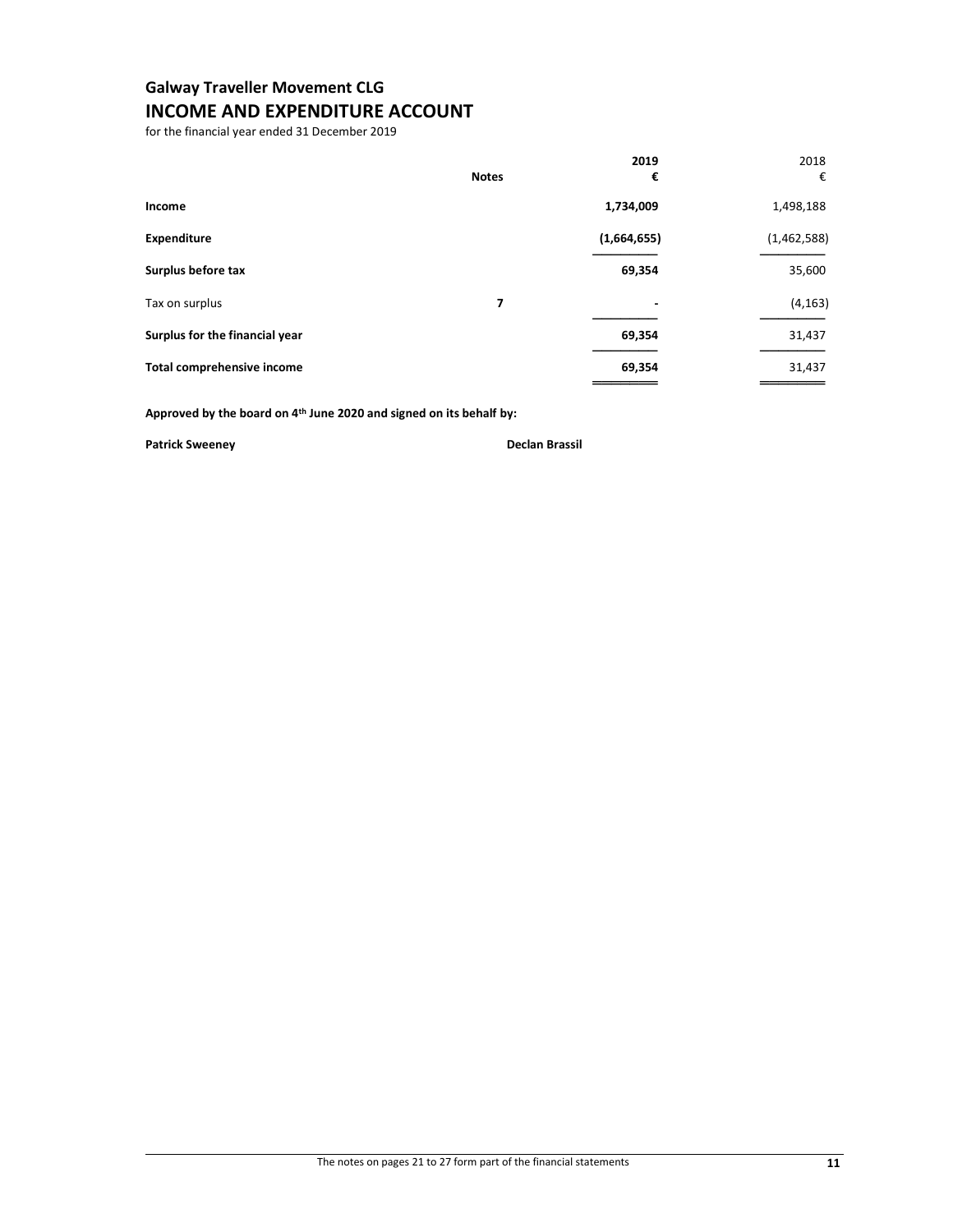## Galway Traveller Movement CLG

# INCOME AND EXPENDITURE ACCOUNT

for the financial year ended 31 December 2019

| | Notes | 2019 € | 2018 € |
|---|---|---|---|
| **Income** | | **1,734,009** | 1,498,188 |
| **Expenditure** | | **(1,664,655)** | (1,462,588) |
| **Surplus before tax** | | **69,354** | 35,600 |
| Tax on surplus | 7 | - | (4,163) |
| **Surplus for the financial year** | | **69,354** | 31,437 |
| **Total comprehensive income** | | **69,354** | 31,437 |

**Approved by the board on 4th June 2020 and signed on its behalf by:**

**Patrick Sweeney** **Declan Brassil**

The notes on pages 21 to 27 form part of the financial statements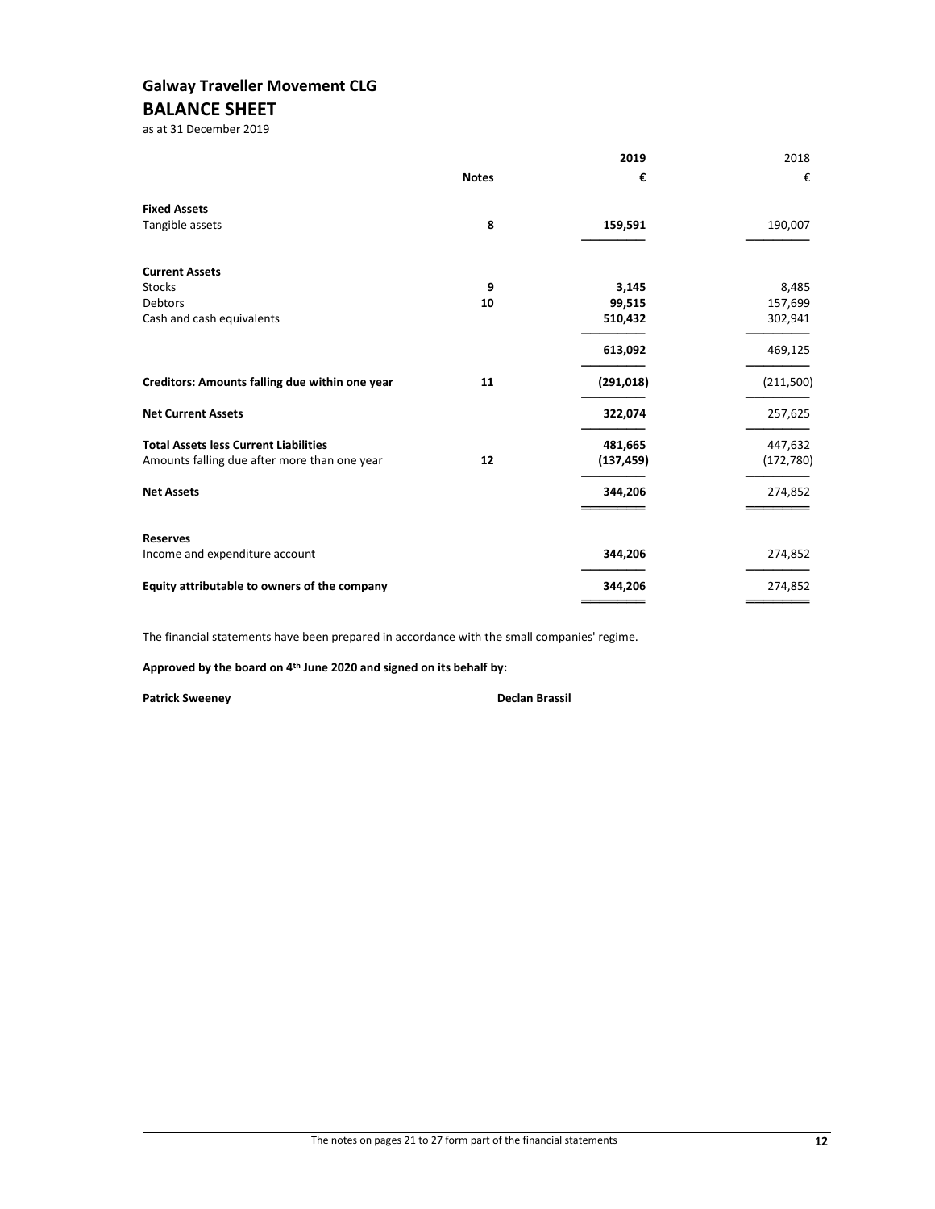# Galway Traveller Movement CLG

## BALANCE SHEET

as at 31 December 2019

| | Notes | 2019 € | 2018 € |
|---|---|---|---|
| **Fixed Assets** | | | |
| Tangible assets | **8** | **159,591** | 190,007 |
| | | | |
| **Current Assets** | | | |
| Stocks | **9** | **3,145** | 8,485 |
| Debtors | **10** | **99,515** | 157,699 |
| Cash and cash equivalents | | **510,432** | 302,941 |
| | | **613,092** | 469,125 |
| **Creditors: Amounts falling due within one year** | **11** | **(291,018)** | (211,500) |
| **Net Current Assets** | | **322,074** | 257,625 |
| **Total Assets less Current Liabilities** | | **481,665** | 447,632 |
| Amounts falling due after more than one year | **12** | **(137,459)** | (172,780) |
| **Net Assets** | | **344,206** | 274,852 |
| | | | |
| **Reserves** | | | |
| Income and expenditure account | | **344,206** | 274,852 |
| **Equity attributable to owners of the company** | | **344,206** | 274,852 |

The financial statements have been prepared in accordance with the small companies' regime.

**Approved by the board on 4th June 2020 and signed on its behalf by:**

**Patrick Sweeney** **Declan Brassil**

The notes on pages 21 to 27 form part of the financial statements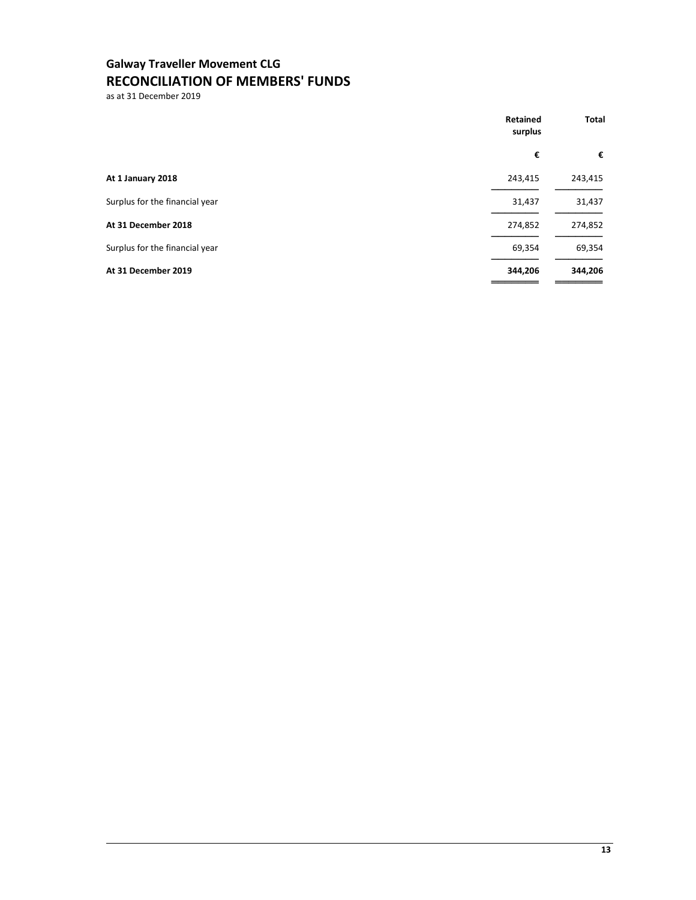# Galway Traveller Movement CLG
## RECONCILIATION OF MEMBERS' FUNDS
as at 31 December 2019

| | Retained surplus | Total |
|---|---|---|
| | € | € |
| **At 1 January 2018** | 243,415 | 243,415 |
| Surplus for the financial year | 31,437 | 31,437 |
| **At 31 December 2018** | 274,852 | 274,852 |
| Surplus for the financial year | 69,354 | 69,354 |
| **At 31 December 2019** | **344,206** | **344,206** |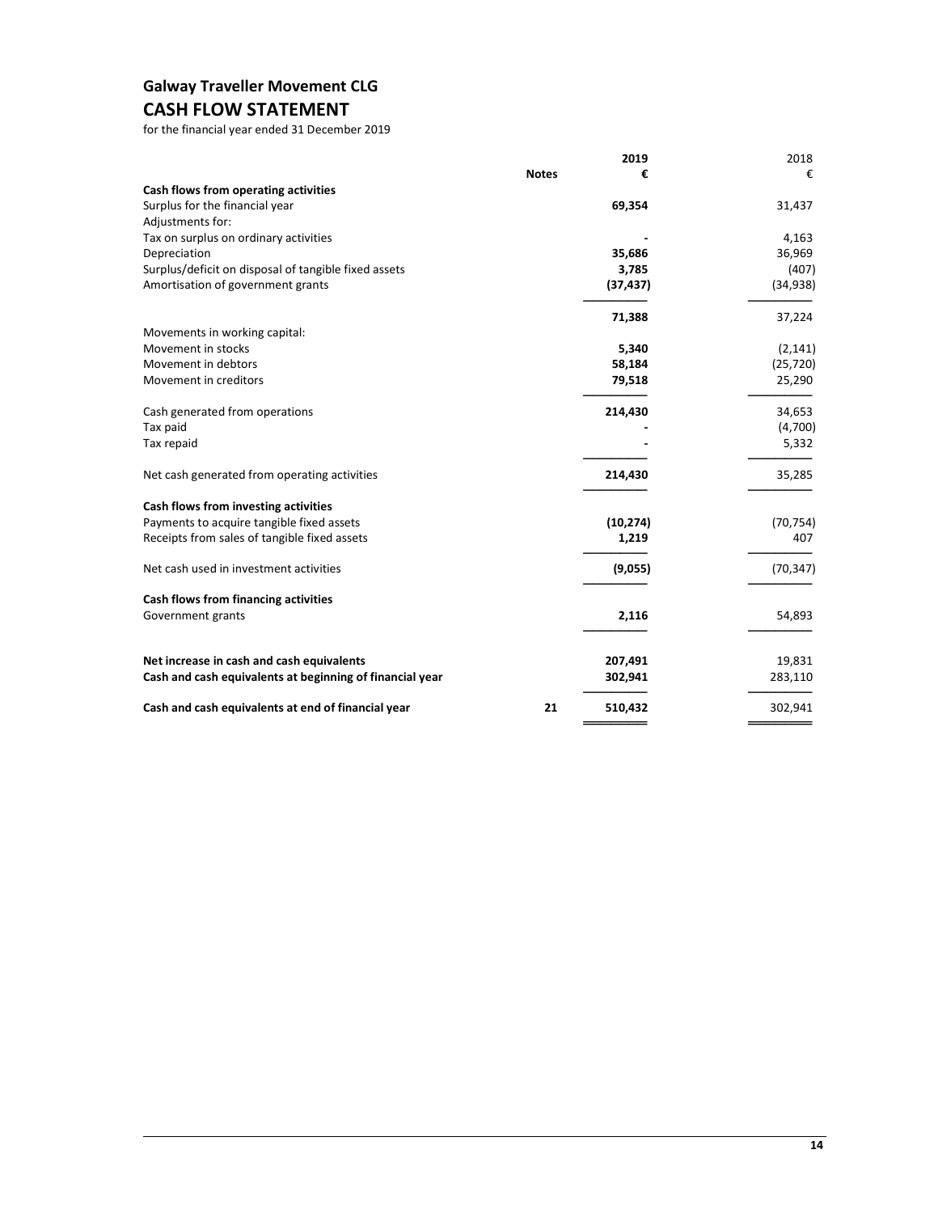# Galway Traveller Movement CLG

## CASH FLOW STATEMENT

for the financial year ended 31 December 2019

| | Notes | 2019<br>€ | 2018<br>€ |
|---|---|---|---|
| **Cash flows from operating activities** | | | |
| Surplus for the financial year | | **69,354** | 31,437 |
| Adjustments for: | | | |
| Tax on surplus on ordinary activities | | **-** | 4,163 |
| Depreciation | | **35,686** | 36,969 |
| Surplus/deficit on disposal of tangible fixed assets | | **3,785** | (407) |
| Amortisation of government grants | | **(37,437)** | (34,938) |
| | | **71,388** | 37,224 |
| Movements in working capital: | | | |
| Movement in stocks | | **5,340** | (2,141) |
| Movement in debtors | | **58,184** | (25,720) |
| Movement in creditors | | **79,518** | 25,290 |
| Cash generated from operations | | **214,430** | 34,653 |
| Tax paid | | **-** | (4,700) |
| Tax repaid | | **-** | 5,332 |
| Net cash generated from operating activities | | **214,430** | 35,285 |
| **Cash flows from investing activities** | | | |
| Payments to acquire tangible fixed assets | | **(10,274)** | (70,754) |
| Receipts from sales of tangible fixed assets | | **1,219** | 407 |
| Net cash used in investment activities | | **(9,055)** | (70,347) |
| **Cash flows from financing activities** | | | |
| Government grants | | **2,116** | 54,893 |
| **Net increase in cash and cash equivalents** | | **207,491** | 19,831 |
| **Cash and cash equivalents at beginning of financial year** | | **302,941** | 283,110 |
| **Cash and cash equivalents at end of financial year** | **21** | **510,432** | 302,941 |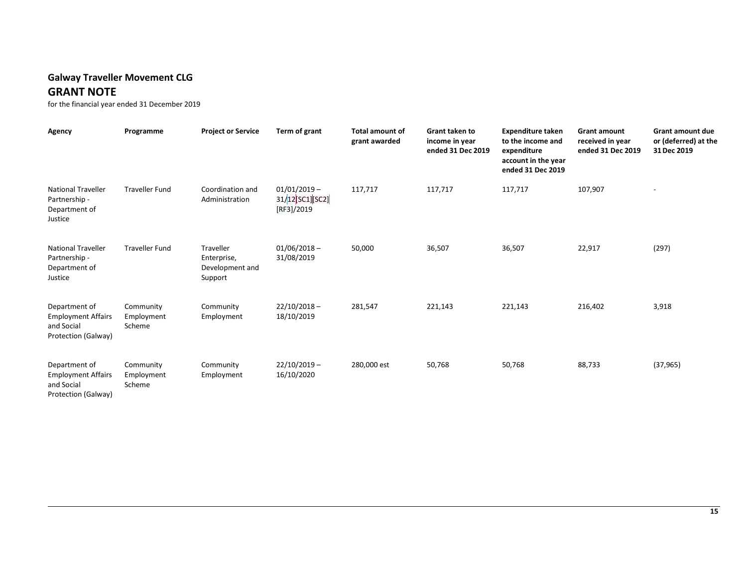## Galway Traveller Movement CLG

## GRANT NOTE

for the financial year ended 31 December 2019

| Agency | Programme | Project or Service | Term of grant | Total amount of grant awarded | Grant taken to income in year ended 31 Dec 2019 | Expenditure taken to the income and expenditure account in the year ended 31 Dec 2019 | Grant amount received in year ended 31 Dec 2019 | Grant amount due or (deferred) at the 31 Dec 2019 |
|---|---|---|---|---|---|---|---|---|
| National Traveller Partnership - Department of Justice | Traveller Fund | Coordination and Administration | 01/01/2019 – 31/12[SC1][SC2][RF3]/2019 | 117,717 | 117,717 | 117,717 | 107,907 | - |
| National Traveller Partnership - Department of Justice | Traveller Fund | Traveller Enterprise, Development and Support | 01/06/2018 – 31/08/2019 | 50,000 | 36,507 | 36,507 | 22,917 | (297) |
| Department of Employment Affairs and Social Protection (Galway) | Community Employment Scheme | Community Employment | 22/10/2018 – 18/10/2019 | 281,547 | 221,143 | 221,143 | 216,402 | 3,918 |
| Department of Employment Affairs and Social Protection (Galway) | Community Employment Scheme | Community Employment | 22/10/2019 – 16/10/2020 | 280,000 est | 50,768 | 50,768 | 88,733 | (37,965) |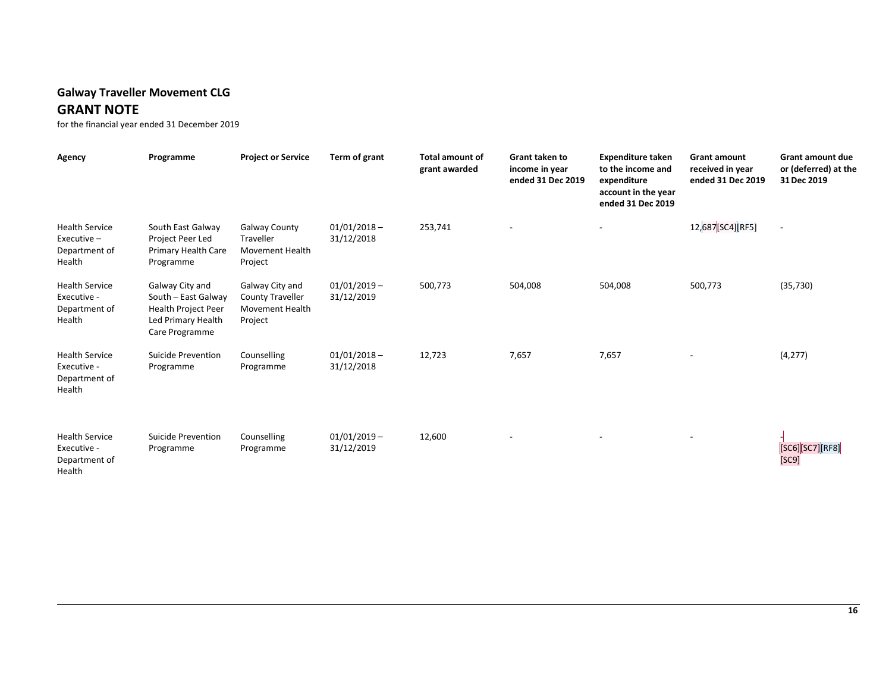**Galway Traveller Movement CLG**

## GRANT NOTE

for the financial year ended 31 December 2019

| Agency | Programme | Project or Service | Term of grant | Total amount of grant awarded | Grant taken to income in year ended 31 Dec 2019 | Expenditure taken to the income and expenditure account in the year ended 31 Dec 2019 | Grant amount received in year ended 31 Dec 2019 | Grant amount due or (deferred) at the 31 Dec 2019 |
|---|---|---|---|---|---|---|---|---|
| Health Service Executive – Department of Health | South East Galway Project Peer Led Primary Health Care Programme | Galway County Traveller Movement Health Project | 01/01/2018 – 31/12/2018 | 253,741 | - | - | 12,687[SC4][RF5] | - |
| Health Service Executive - Department of Health | Galway City and South – East Galway Health Project Peer Led Primary Health Care Programme | Galway City and County Traveller Movement Health Project | 01/01/2019 – 31/12/2019 | 500,773 | 504,008 | 504,008 | 500,773 | (35,730) |
| Health Service Executive - Department of Health | Suicide Prevention Programme | Counselling Programme | 01/01/2018 – 31/12/2018 | 12,723 | 7,657 | 7,657 | - | (4,277) |
| Health Service Executive - Department of Health | Suicide Prevention Programme | Counselling Programme | 01/01/2019 – 31/12/2019 | 12,600 | - | - | - | -[SC6][SC7][RF8][SC9] |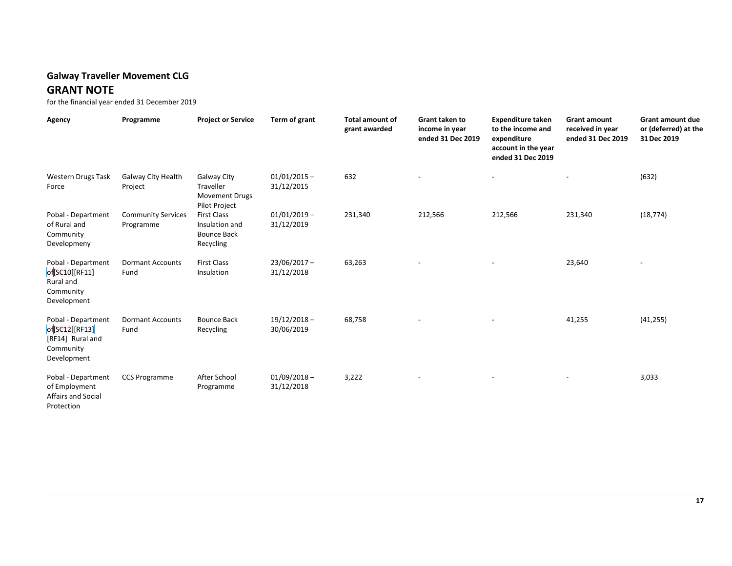## Galway Traveller Movement CLG

## GRANT NOTE

for the financial year ended 31 December 2019

| Agency | Programme | Project or Service | Term of grant | Total amount of grant awarded | Grant taken to income in year ended 31 Dec 2019 | Expenditure taken to the income and expenditure account in the year ended 31 Dec 2019 | Grant amount received in year ended 31 Dec 2019 | Grant amount due or (deferred) at the 31 Dec 2019 |
|---|---|---|---|---|---|---|---|---|
| Western Drugs Task Force | Galway City Health Project | Galway City Traveller Movement Drugs Pilot Project | 01/01/2015 – 31/12/2015 | 632 | - | - | - | (632) |
| Pobal - Department of Rural and Community Developmeny | Community Services Programme | First Class Insulation and Bounce Back Recycling | 01/01/2019 – 31/12/2019 | 231,340 | 212,566 | 212,566 | 231,340 | (18,774) |
| Pobal - Department of[SC10][RF11] Rural and Community Development | Dormant Accounts Fund | First Class Insulation | 23/06/2017 – 31/12/2018 | 63,263 | - | - | 23,640 | - |
| Pobal - Department of[SC12][RF13] [RF14] Rural and Community Development | Dormant Accounts Fund | Bounce Back Recycling | 19/12/2018 – 30/06/2019 | 68,758 | - | - | 41,255 | (41,255) |
| Pobal - Department of Employment Affairs and Social Protection | CCS Programme | After School Programme | 01/09/2018 – 31/12/2018 | 3,222 | - | - | - | 3,033 |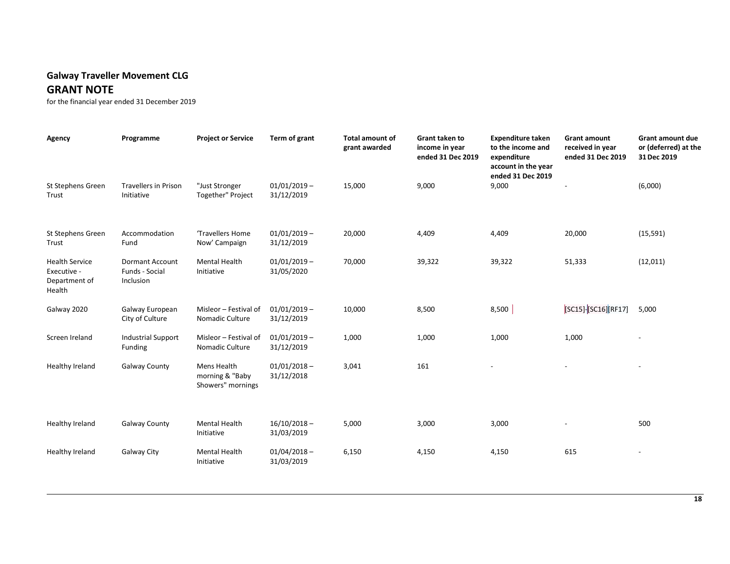**Galway Traveller Movement CLG**

## GRANT NOTE

for the financial year ended 31 December 2019

| Agency | Programme | Project or Service | Term of grant | Total amount of grant awarded | Grant taken to income in year ended 31 Dec 2019 | Expenditure taken to the income and expenditure account in the year ended 31 Dec 2019 | Grant amount received in year ended 31 Dec 2019 | Grant amount due or (deferred) at the 31 Dec 2019 |
|---|---|---|---|---|---|---|---|---|
| St Stephens Green Trust | Travellers in Prison Initiative | "Just Stronger Together" Project | 01/01/2019 – 31/12/2019 | 15,000 | 9,000 | 9,000 | - | (6,000) |
| St Stephens Green Trust | Accommodation Fund | 'Travellers Home Now' Campaign | 01/01/2019 – 31/12/2019 | 20,000 | 4,409 | 4,409 | 20,000 | (15,591) |
| Health Service Executive - Department of Health | Dormant Account Funds - Social Inclusion | Mental Health Initiative | 01/01/2019 – 31/05/2020 | 70,000 | 39,322 | 39,322 | 51,333 | (12,011) |
| Galway 2020 | Galway European City of Culture | Misleor – Festival of Nomadic Culture | 01/01/2019 – 31/12/2019 | 10,000 | 8,500 | 8,500 | [SC15]-[SC16][RF17] | 5,000 |
| Screen Ireland | Industrial Support Funding | Misleor – Festival of Nomadic Culture | 01/01/2019 – 31/12/2019 | 1,000 | 1,000 | 1,000 | 1,000 | - |
| Healthy Ireland | Galway County | Mens Health morning & "Baby Showers" mornings | 01/01/2018 – 31/12/2018 | 3,041 | 161 | - | - | - |
| Healthy Ireland | Galway County | Mental Health Initiative | 16/10/2018 – 31/03/2019 | 5,000 | 3,000 | 3,000 | - | 500 |
| Healthy Ireland | Galway City | Mental Health Initiative | 01/04/2018 – 31/03/2019 | 6,150 | 4,150 | 4,150 | 615 | - |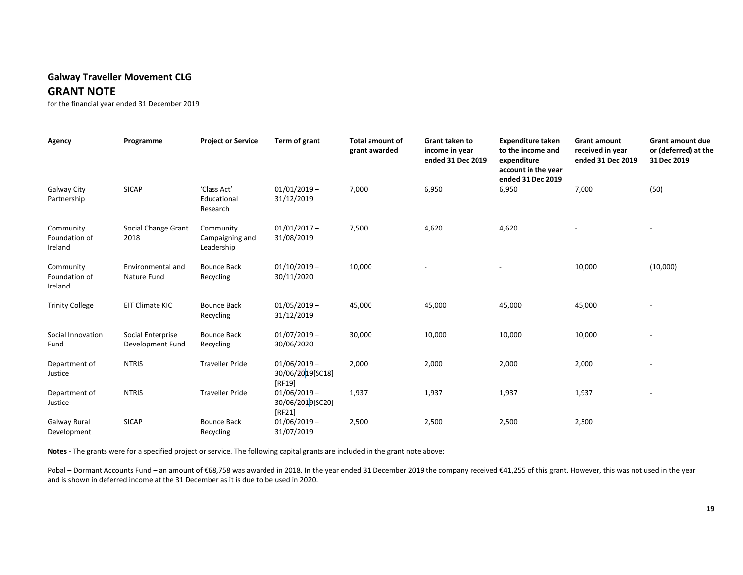**Galway Traveller Movement CLG**

## GRANT NOTE

for the financial year ended 31 December 2019

| Agency | Programme | Project or Service | Term of grant | Total amount of grant awarded | Grant taken to income in year ended 31 Dec 2019 | Expenditure taken to the income and expenditure account in the year ended 31 Dec 2019 | Grant amount received in year ended 31 Dec 2019 | Grant amount due or (deferred) at the 31 Dec 2019 |
|---|---|---|---|---|---|---|---|---|
| Galway City Partnership | SICAP | 'Class Act' Educational Research | 01/01/2019 – 31/12/2019 | 7,000 | 6,950 | 6,950 | 7,000 | (50) |
| Community Foundation of Ireland | Social Change Grant 2018 | Community Campaigning and Leadership | 01/01/2017 – 31/08/2019 | 7,500 | 4,620 | 4,620 | - | - |
| Community Foundation of Ireland | Environmental and Nature Fund | Bounce Back Recycling | 01/10/2019 – 30/11/2020 | 10,000 | - | - | 10,000 | (10,000) |
| Trinity College | EIT Climate KIC | Bounce Back Recycling | 01/05/2019 – 31/12/2019 | 45,000 | 45,000 | 45,000 | 45,000 | - |
| Social Innovation Fund | Social Enterprise Development Fund | Bounce Back Recycling | 01/07/2019 – 30/06/2020 | 30,000 | 10,000 | 10,000 | 10,000 | - |
| Department of Justice | NTRIS | Traveller Pride | 01/06/2019 – 30/06/2019[SC18][RF19] | 2,000 | 2,000 | 2,000 | 2,000 | - |
| Department of Justice | NTRIS | Traveller Pride | 01/06/2019 – 30/06/2019[SC20][RF21] | 1,937 | 1,937 | 1,937 | 1,937 | - |
| Galway Rural Development | SICAP | Bounce Back Recycling | 01/06/2019 – 31/07/2019 | 2,500 | 2,500 | 2,500 | 2,500 | |

**Notes -** The grants were for a specified project or service. The following capital grants are included in the grant note above:

Pobal – Dormant Accounts Fund – an amount of €68,758 was awarded in 2018. In the year ended 31 December 2019 the company received €41,255 of this grant. However, this was not used in the year and is shown in deferred income at the 31 December as it is due to be used in 2020.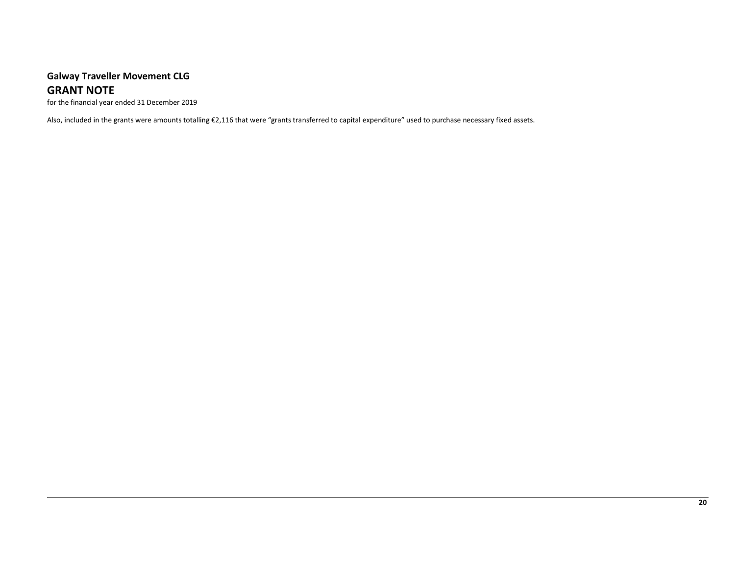**Galway Traveller Movement CLG**

## GRANT NOTE

for the financial year ended 31 December 2019

Also, included in the grants were amounts totalling €2,116 that were "grants transferred to capital expenditure" used to purchase necessary fixed assets.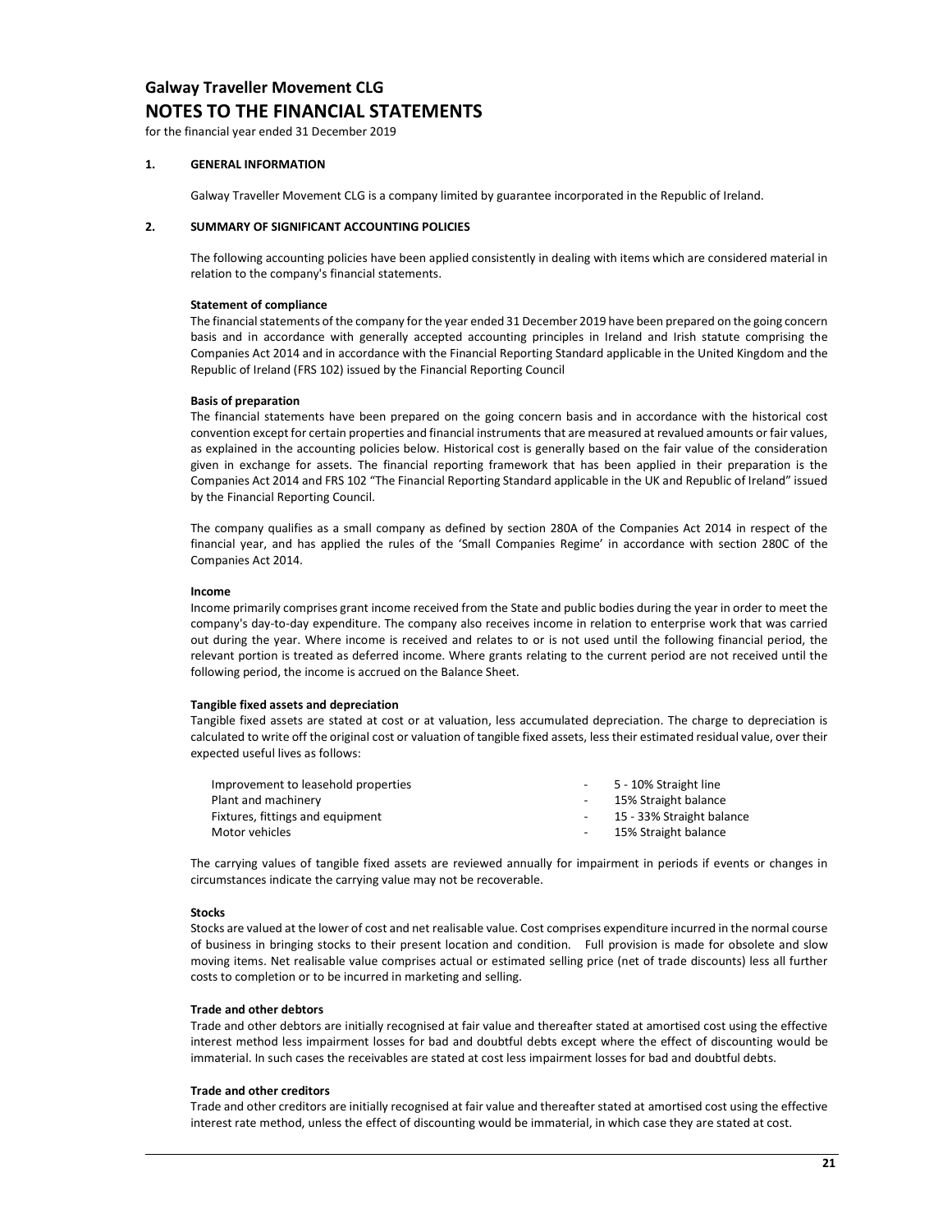# Galway Traveller Movement CLG

## NOTES TO THE FINANCIAL STATEMENTS

for the financial year ended 31 December 2019

### 1. GENERAL INFORMATION

Galway Traveller Movement CLG is a company limited by guarantee incorporated in the Republic of Ireland.

### 2. SUMMARY OF SIGNIFICANT ACCOUNTING POLICIES

The following accounting policies have been applied consistently in dealing with items which are considered material in relation to the company's financial statements.

**Statement of compliance**

The financial statements of the company for the year ended 31 December 2019 have been prepared on the going concern basis and in accordance with generally accepted accounting principles in Ireland and Irish statute comprising the Companies Act 2014 and in accordance with the Financial Reporting Standard applicable in the United Kingdom and the Republic of Ireland (FRS 102) issued by the Financial Reporting Council

**Basis of preparation**

The financial statements have been prepared on the going concern basis and in accordance with the historical cost convention except for certain properties and financial instruments that are measured at revalued amounts or fair values, as explained in the accounting policies below. Historical cost is generally based on the fair value of the consideration given in exchange for assets. The financial reporting framework that has been applied in their preparation is the Companies Act 2014 and FRS 102 "The Financial Reporting Standard applicable in the UK and Republic of Ireland" issued by the Financial Reporting Council.

The company qualifies as a small company as defined by section 280A of the Companies Act 2014 in respect of the financial year, and has applied the rules of the 'Small Companies Regime' in accordance with section 280C of the Companies Act 2014.

**Income**

Income primarily comprises grant income received from the State and public bodies during the year in order to meet the company's day-to-day expenditure. The company also receives income in relation to enterprise work that was carried out during the year. Where income is received and relates to or is not used until the following financial period, the relevant portion is treated as deferred income. Where grants relating to the current period are not received until the following period, the income is accrued on the Balance Sheet.

**Tangible fixed assets and depreciation**

Tangible fixed assets are stated at cost or at valuation, less accumulated depreciation. The charge to depreciation is calculated to write off the original cost or valuation of tangible fixed assets, less their estimated residual value, over their expected useful lives as follows:

| | | |
|---|---|---|
| Improvement to leasehold properties | - | 5 - 10% Straight line |
| Plant and machinery | - | 15% Straight balance |
| Fixtures, fittings and equipment | - | 15 - 33% Straight balance |
| Motor vehicles | - | 15% Straight balance |

The carrying values of tangible fixed assets are reviewed annually for impairment in periods if events or changes in circumstances indicate the carrying value may not be recoverable.

**Stocks**

Stocks are valued at the lower of cost and net realisable value. Cost comprises expenditure incurred in the normal course of business in bringing stocks to their present location and condition. Full provision is made for obsolete and slow moving items. Net realisable value comprises actual or estimated selling price (net of trade discounts) less all further costs to completion or to be incurred in marketing and selling.

**Trade and other debtors**

Trade and other debtors are initially recognised at fair value and thereafter stated at amortised cost using the effective interest method less impairment losses for bad and doubtful debts except where the effect of discounting would be immaterial. In such cases the receivables are stated at cost less impairment losses for bad and doubtful debts.

**Trade and other creditors**

Trade and other creditors are initially recognised at fair value and thereafter stated at amortised cost using the effective interest rate method, unless the effect of discounting would be immaterial, in which case they are stated at cost.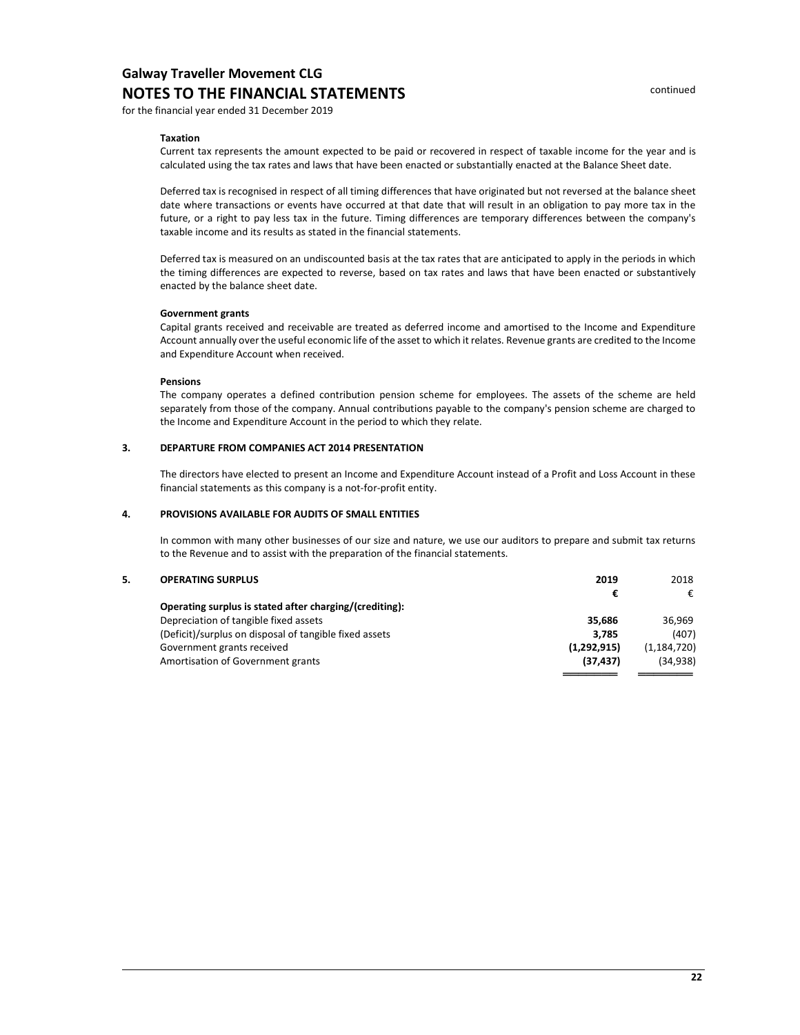# Galway Traveller Movement CLG

## NOTES TO THE FINANCIAL STATEMENTS

continued

for the financial year ended 31 December 2019

**Taxation**

Current tax represents the amount expected to be paid or recovered in respect of taxable income for the year and is calculated using the tax rates and laws that have been enacted or substantially enacted at the Balance Sheet date.

Deferred tax is recognised in respect of all timing differences that have originated but not reversed at the balance sheet date where transactions or events have occurred at that date that will result in an obligation to pay more tax in the future, or a right to pay less tax in the future. Timing differences are temporary differences between the company's taxable income and its results as stated in the financial statements.

Deferred tax is measured on an undiscounted basis at the tax rates that are anticipated to apply in the periods in which the timing differences are expected to reverse, based on tax rates and laws that have been enacted or substantively enacted by the balance sheet date.

**Government grants**

Capital grants received and receivable are treated as deferred income and amortised to the Income and Expenditure Account annually over the useful economic life of the asset to which it relates. Revenue grants are credited to the Income and Expenditure Account when received.

**Pensions**

The company operates a defined contribution pension scheme for employees. The assets of the scheme are held separately from those of the company. Annual contributions payable to the company's pension scheme are charged to the Income and Expenditure Account in the period to which they relate.

### 3. DEPARTURE FROM COMPANIES ACT 2014 PRESENTATION

The directors have elected to present an Income and Expenditure Account instead of a Profit and Loss Account in these financial statements as this company is a not-for-profit entity.

### 4. PROVISIONS AVAILABLE FOR AUDITS OF SMALL ENTITIES

In common with many other businesses of our size and nature, we use our auditors to prepare and submit tax returns to the Revenue and to assist with the preparation of the financial statements.

### 5. OPERATING SURPLUS

| | **2019** | 2018 |
|---|---|---|
| | **€** | € |
| **Operating surplus is stated after charging/(crediting):** | | |
| Depreciation of tangible fixed assets | **35,686** | 36,969 |
| (Deficit)/surplus on disposal of tangible fixed assets | **3,785** | (407) |
| Government grants received | **(1,292,915)** | (1,184,720) |
| Amortisation of Government grants | **(37,437)** | (34,938) |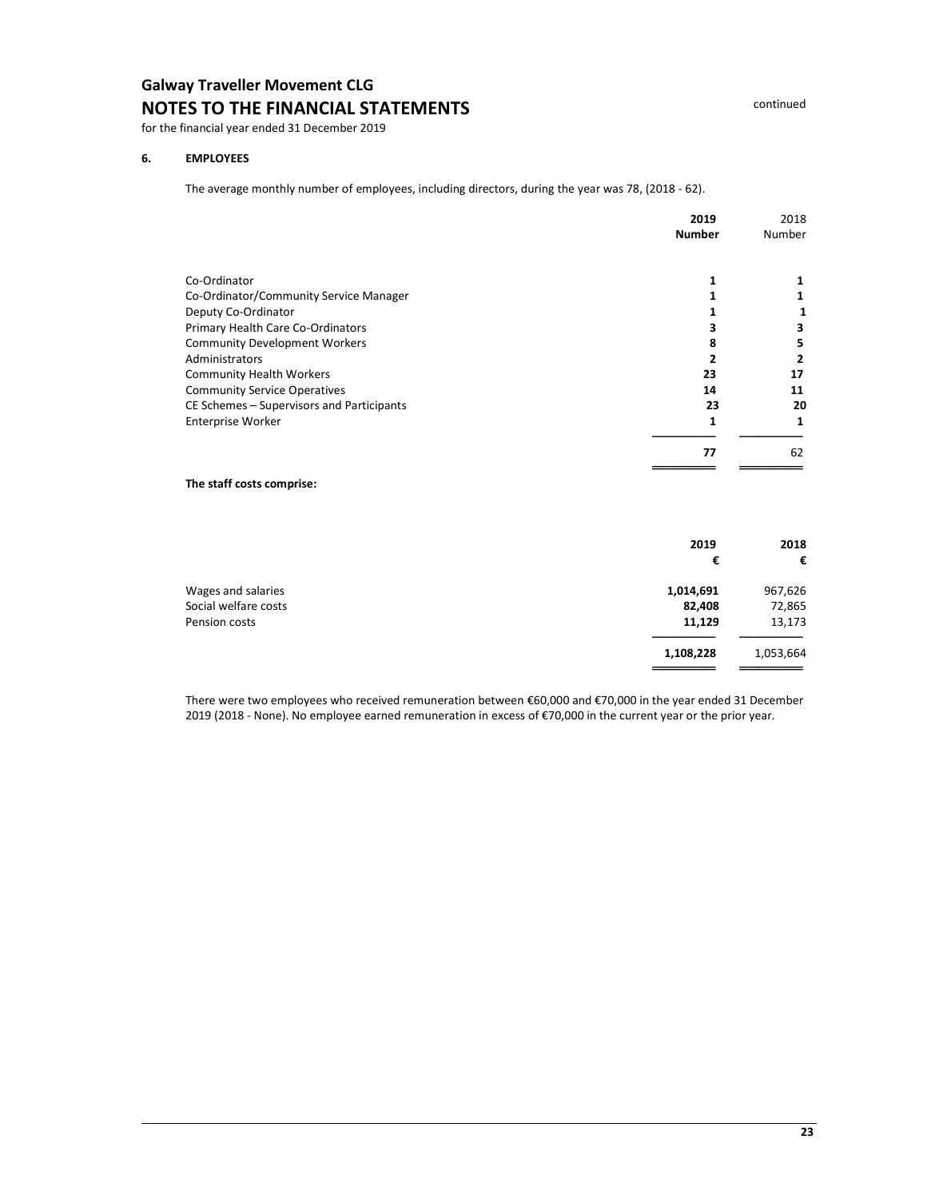# Galway Traveller Movement CLG

## NOTES TO THE FINANCIAL STATEMENTS

for the financial year ended 31 December 2019

### 6. EMPLOYEES

The average monthly number of employees, including directors, during the year was 78, (2018 - 62).

| | **2019 Number** | 2018 Number |
|---|---|---|
| Co-Ordinator | **1** | 1 |
| Co-Ordinator/Community Service Manager | **1** | 1 |
| Deputy Co-Ordinator | **1** | 1 |
| Primary Health Care Co-Ordinators | **3** | 3 |
| Community Development Workers | **8** | 5 |
| Administrators | **2** | 2 |
| Community Health Workers | **23** | 17 |
| Community Service Operatives | **14** | 11 |
| CE Schemes – Supervisors and Participants | **23** | 20 |
| Enterprise Worker | **1** | 1 |
| | **77** | 62 |

**The staff costs comprise:**

| | **2019 €** | **2018 €** |
|---|---|---|
| Wages and salaries | **1,014,691** | 967,626 |
| Social welfare costs | **82,408** | 72,865 |
| Pension costs | **11,129** | 13,173 |
| | **1,108,228** | 1,053,664 |

There were two employees who received remuneration between €60,000 and €70,000 in the year ended 31 December 2019 (2018 - None). No employee earned remuneration in excess of €70,000 in the current year or the prior year.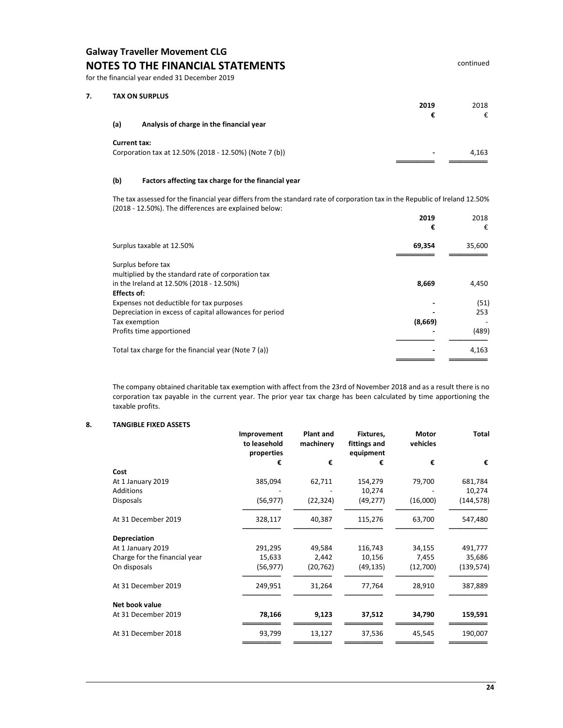## Galway Traveller Movement CLG
## NOTES TO THE FINANCIAL STATEMENTS

continued

for the financial year ended 31 December 2019

### 7. TAX ON SURPLUS

| | 2019 | 2018 |
|---|---|---|
| | € | € |
| **(a) Analysis of charge in the financial year** | | |
| **Current tax:** | | |
| Corporation tax at 12.50% (2018 - 12.50%) (Note 7 (b)) | - | 4,163 |

**(b) Factors affecting tax charge for the financial year**

The tax assessed for the financial year differs from the standard rate of corporation tax in the Republic of Ireland 12.50% (2018 - 12.50%). The differences are explained below:

| | 2019 | 2018 |
|---|---|---|
| | € | € |
| Surplus taxable at 12.50% | **69,354** | 35,600 |
| Surplus before tax multiplied by the standard rate of corporation tax in the Ireland at 12.50% (2018 - 12.50%) | **8,669** | 4,450 |
| **Effects of:** | | |
| Expenses not deductible for tax purposes | - | (51) |
| Depreciation in excess of capital allowances for period | - | 253 |
| Tax exemption | **(8,669)** | - |
| Profits time apportioned | - | (489) |
| Total tax charge for the financial year (Note 7 (a)) | - | 4,163 |

The company obtained charitable tax exemption with affect from the 23rd of November 2018 and as a result there is no corporation tax payable in the current year. The prior year tax charge has been calculated by time apportioning the taxable profits.

### 8. TANGIBLE FIXED ASSETS

| | Improvement to leasehold properties | Plant and machinery | Fixtures, fittings and equipment | Motor vehicles | Total |
|---|---|---|---|---|---|
| | € | € | € | € | € |
| **Cost** | | | | | |
| At 1 January 2019 | 385,094 | 62,711 | 154,279 | 79,700 | 681,784 |
| Additions | - | - | 10,274 | - | 10,274 |
| Disposals | (56,977) | (22,324) | (49,277) | (16,000) | (144,578) |
| At 31 December 2019 | 328,117 | 40,387 | 115,276 | 63,700 | 547,480 |
| **Depreciation** | | | | | |
| At 1 January 2019 | 291,295 | 49,584 | 116,743 | 34,155 | 491,777 |
| Charge for the financial year | 15,633 | 2,442 | 10,156 | 7,455 | 35,686 |
| On disposals | (56,977) | (20,762) | (49,135) | (12,700) | (139,574) |
| At 31 December 2019 | 249,951 | 31,264 | 77,764 | 28,910 | 387,889 |
| **Net book value** | | | | | |
| At 31 December 2019 | **78,166** | **9,123** | **37,512** | **34,790** | **159,591** |
| At 31 December 2018 | 93,799 | 13,127 | 37,536 | 45,545 | 190,007 |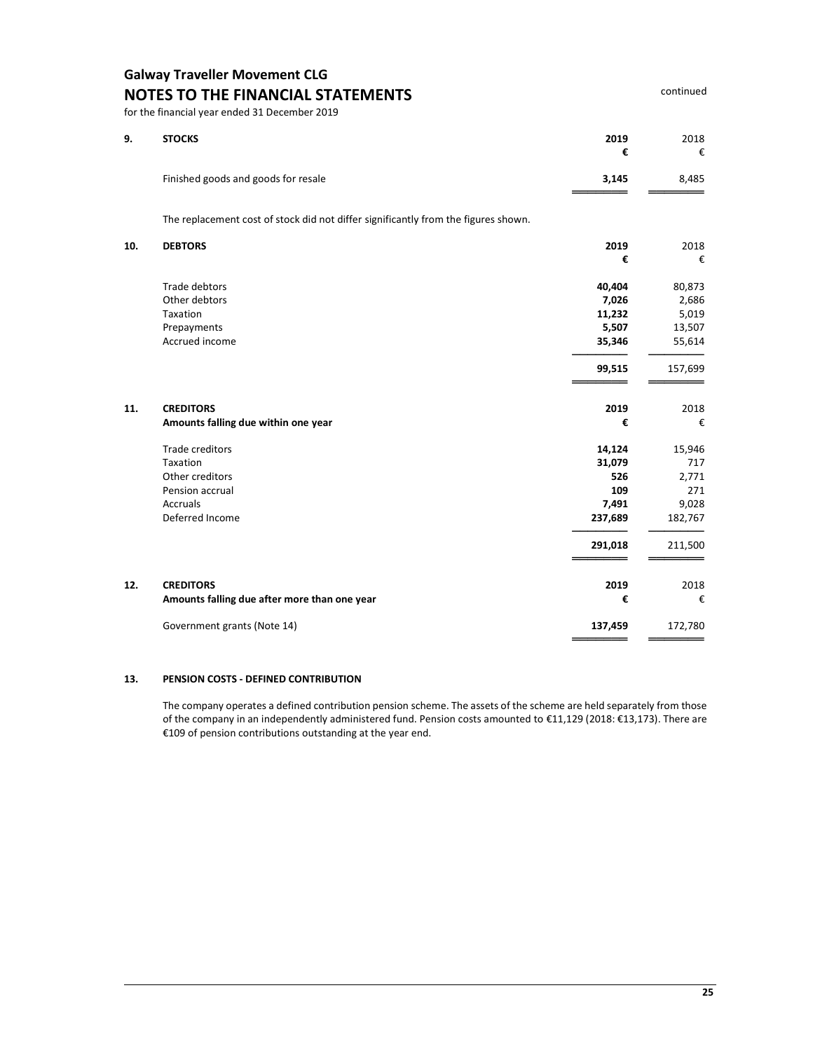# Galway Traveller Movement CLG

## NOTES TO THE FINANCIAL STATEMENTS

continued

for the financial year ended 31 December 2019

### 9. STOCKS

| | 2019 | 2018 |
|---|---|---|
| | € | € |
| Finished goods and goods for resale | **3,145** | 8,485 |

The replacement cost of stock did not differ significantly from the figures shown.

### 10. DEBTORS

| | 2019 | 2018 |
|---|---|---|
| | € | € |
| Trade debtors | **40,404** | 80,873 |
| Other debtors | **7,026** | 2,686 |
| Taxation | **11,232** | 5,019 |
| Prepayments | **5,507** | 13,507 |
| Accrued income | **35,346** | 55,614 |
| | **99,515** | 157,699 |

### 11. CREDITORS

**Amounts falling due within one year**

| | 2019 | 2018 |
|---|---|---|
| | € | € |
| Trade creditors | **14,124** | 15,946 |
| Taxation | **31,079** | 717 |
| Other creditors | **526** | 2,771 |
| Pension accrual | **109** | 271 |
| Accruals | **7,491** | 9,028 |
| Deferred Income | **237,689** | 182,767 |
| | **291,018** | 211,500 |

### 12. CREDITORS

**Amounts falling due after more than one year**

| | 2019 | 2018 |
|---|---|---|
| | € | € |
| Government grants (Note 14) | **137,459** | 172,780 |

### 13. PENSION COSTS - DEFINED CONTRIBUTION

The company operates a defined contribution pension scheme. The assets of the scheme are held separately from those of the company in an independently administered fund. Pension costs amounted to €11,129 (2018: €13,173). There are €109 of pension contributions outstanding at the year end.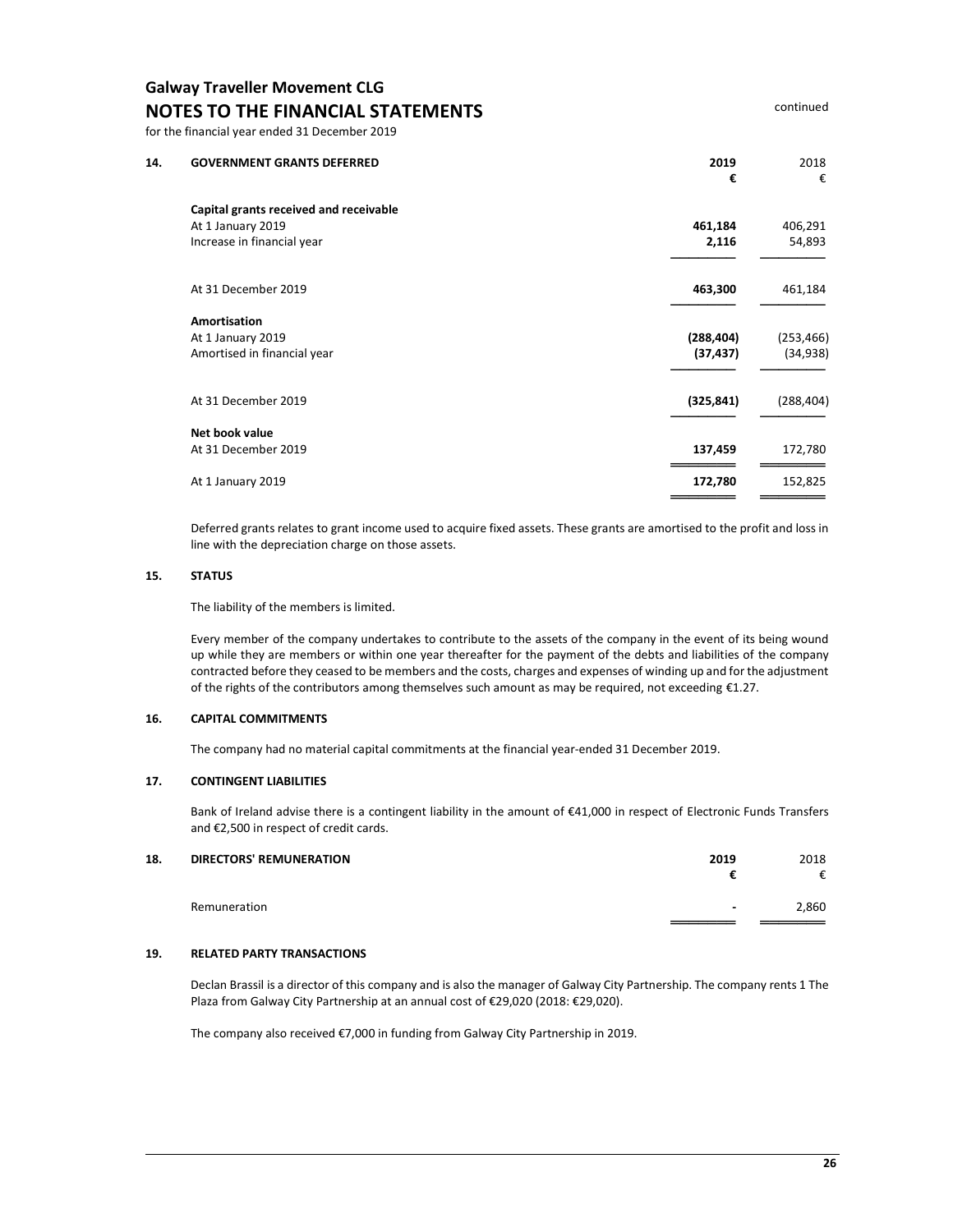## Galway Traveller Movement CLG
## NOTES TO THE FINANCIAL STATEMENTS

continued

for the financial year ended 31 December 2019

### 14. GOVERNMENT GRANTS DEFERRED

| | 2019 € | 2018 € |
|---|---|---|
| **Capital grants received and receivable** | | |
| At 1 January 2019 | **461,184** | 406,291 |
| Increase in financial year | **2,116** | 54,893 |
| At 31 December 2019 | **463,300** | 461,184 |
| **Amortisation** | | |
| At 1 January 2019 | **(288,404)** | (253,466) |
| Amortised in financial year | **(37,437)** | (34,938) |
| At 31 December 2019 | **(325,841)** | (288,404) |
| **Net book value** | | |
| At 31 December 2019 | **137,459** | 172,780 |
| At 1 January 2019 | **172,780** | 152,825 |

Deferred grants relates to grant income used to acquire fixed assets. These grants are amortised to the profit and loss in line with the depreciation charge on those assets.

### 15. STATUS

The liability of the members is limited.

Every member of the company undertakes to contribute to the assets of the company in the event of its being wound up while they are members or within one year thereafter for the payment of the debts and liabilities of the company contracted before they ceased to be members and the costs, charges and expenses of winding up and for the adjustment of the rights of the contributors among themselves such amount as may be required, not exceeding €1.27.

### 16. CAPITAL COMMITMENTS

The company had no material capital commitments at the financial year-ended 31 December 2019.

### 17. CONTINGENT LIABILITIES

Bank of Ireland advise there is a contingent liability in the amount of €41,000 in respect of Electronic Funds Transfers and €2,500 in respect of credit cards.

### 18. DIRECTORS' REMUNERATION

| | 2019 € | 2018 € |
|---|---|---|
| Remuneration | **-** | 2,860 |

### 19. RELATED PARTY TRANSACTIONS

Declan Brassil is a director of this company and is also the manager of Galway City Partnership. The company rents 1 The Plaza from Galway City Partnership at an annual cost of €29,020 (2018: €29,020).

The company also received €7,000 in funding from Galway City Partnership in 2019.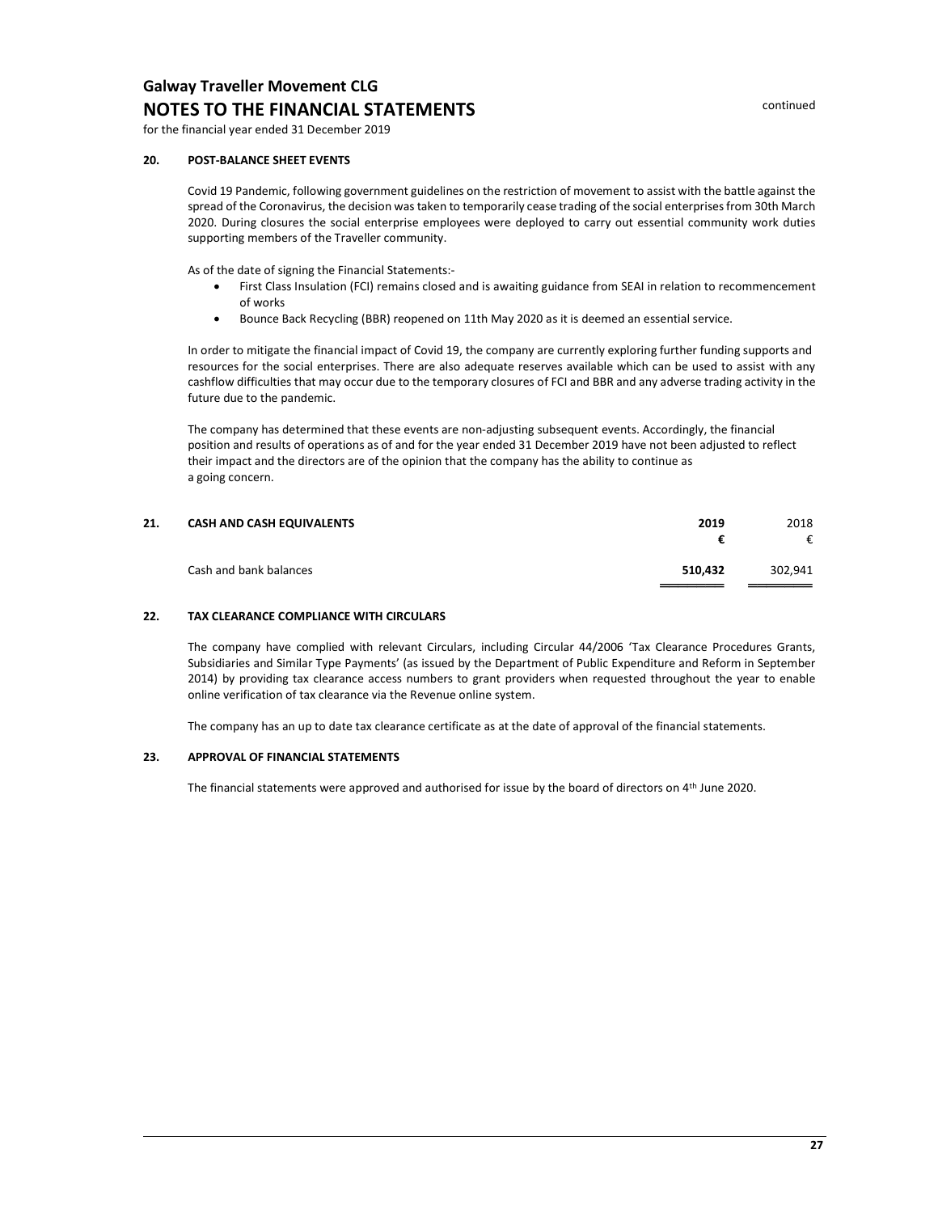# Galway Traveller Movement CLG

## NOTES TO THE FINANCIAL STATEMENTS

continued

for the financial year ended 31 December 2019

### 20. POST-BALANCE SHEET EVENTS

Covid 19 Pandemic, following government guidelines on the restriction of movement to assist with the battle against the spread of the Coronavirus, the decision was taken to temporarily cease trading of the social enterprises from 30th March 2020. During closures the social enterprise employees were deployed to carry out essential community work duties supporting members of the Traveller community.

As of the date of signing the Financial Statements:-

- First Class Insulation (FCI) remains closed and is awaiting guidance from SEAI in relation to recommencement of works
- Bounce Back Recycling (BBR) reopened on 11th May 2020 as it is deemed an essential service.

In order to mitigate the financial impact of Covid 19, the company are currently exploring further funding supports and resources for the social enterprises. There are also adequate reserves available which can be used to assist with any cashflow difficulties that may occur due to the temporary closures of FCI and BBR and any adverse trading activity in the future due to the pandemic.

The company has determined that these events are non-adjusting subsequent events. Accordingly, the financial position and results of operations as of and for the year ended 31 December 2019 have not been adjusted to reflect their impact and the directors are of the opinion that the company has the ability to continue as a going concern.

### 21. CASH AND CASH EQUIVALENTS

| | 2019 | 2018 |
|---|---|---|
| | € | € |
| Cash and bank balances | **510,432** | 302,941 |

### 22. TAX CLEARANCE COMPLIANCE WITH CIRCULARS

The company have complied with relevant Circulars, including Circular 44/2006 'Tax Clearance Procedures Grants, Subsidiaries and Similar Type Payments' (as issued by the Department of Public Expenditure and Reform in September 2014) by providing tax clearance access numbers to grant providers when requested throughout the year to enable online verification of tax clearance via the Revenue online system.

The company has an up to date tax clearance certificate as at the date of approval of the financial statements.

### 23. APPROVAL OF FINANCIAL STATEMENTS

The financial statements were approved and authorised for issue by the board of directors on 4th June 2020.